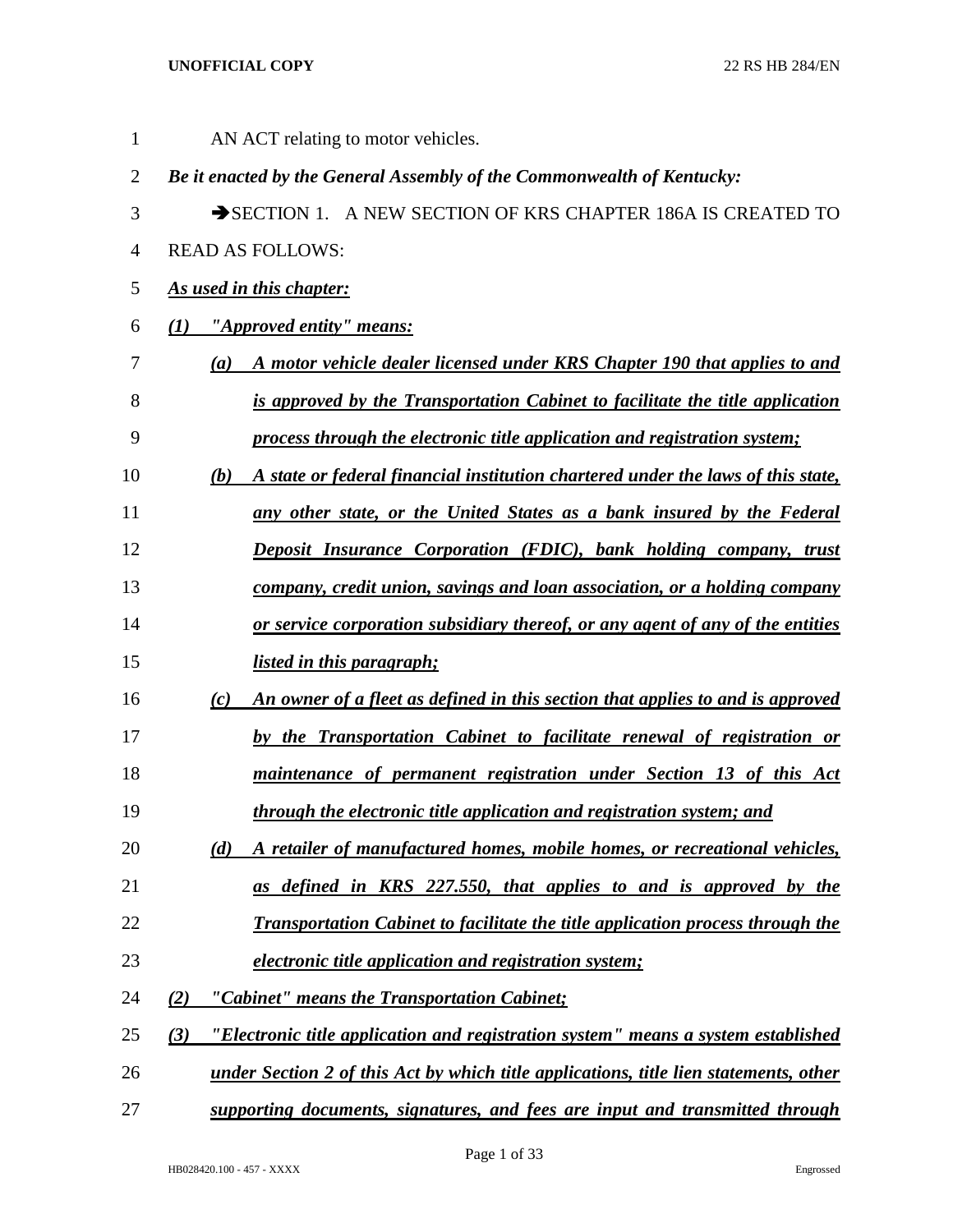AN ACT relating to motor vehicles.

***Be it enacted by the General Assembly of the Commonwealth of Kentucky:***

➔SECTION 1. A NEW SECTION OF KRS CHAPTER 186A IS CREATED TO READ AS FOLLOWS:

***As used in this chapter:***

***(1) "Approved entity" means:***

***(a) A motor vehicle dealer licensed under KRS Chapter 190 that applies to and is approved by the Transportation Cabinet to facilitate the title application process through the electronic title application and registration system;***

***(b) A state or federal financial institution chartered under the laws of this state, any other state, or the United States as a bank insured by the Federal Deposit Insurance Corporation (FDIC), bank holding company, trust company, credit union, savings and loan association, or a holding company or service corporation subsidiary thereof, or any agent of any of the entities listed in this paragraph;***

***(c) An owner of a fleet as defined in this section that applies to and is approved by the Transportation Cabinet to facilitate renewal of registration or maintenance of permanent registration under Section 13 of this Act through the electronic title application and registration system; and***

***(d) A retailer of manufactured homes, mobile homes, or recreational vehicles, as defined in KRS 227.550, that applies to and is approved by the Transportation Cabinet to facilitate the title application process through the electronic title application and registration system;***

***(2) "Cabinet" means the Transportation Cabinet;***

***(3) "Electronic title application and registration system" means a system established under Section 2 of this Act by which title applications, title lien statements, other supporting documents, signatures, and fees are input and transmitted through***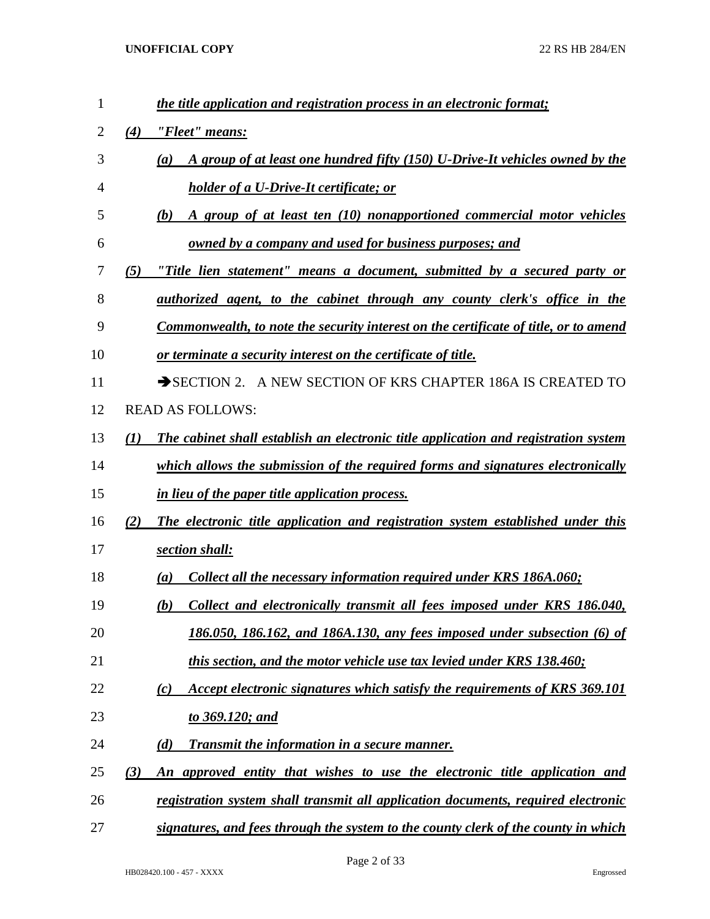*the title application and registration process in an electronic format;*

*(4) "Fleet" means:*

*(a) A group of at least one hundred fifty (150) U-Drive-It vehicles owned by the holder of a U-Drive-It certificate; or*

*(b) A group of at least ten (10) nonapportioned commercial motor vehicles owned by a company and used for business purposes; and*

*(5) "Title lien statement" means a document, submitted by a secured party or authorized agent, to the cabinet through any county clerk's office in the Commonwealth, to note the security interest on the certificate of title, or to amend or terminate a security interest on the certificate of title.*

➔SECTION 2. A NEW SECTION OF KRS CHAPTER 186A IS CREATED TO READ AS FOLLOWS:

*(1) The cabinet shall establish an electronic title application and registration system which allows the submission of the required forms and signatures electronically in lieu of the paper title application process.*

*(2) The electronic title application and registration system established under this section shall:*

*(a) Collect all the necessary information required under KRS 186A.060;*

*(b) Collect and electronically transmit all fees imposed under KRS 186.040, 186.050, 186.162, and 186A.130, any fees imposed under subsection (6) of this section, and the motor vehicle use tax levied under KRS 138.460;*

*(c) Accept electronic signatures which satisfy the requirements of KRS 369.101 to 369.120; and*

*(d) Transmit the information in a secure manner.*

*(3) An approved entity that wishes to use the electronic title application and registration system shall transmit all application documents, required electronic signatures, and fees through the system to the county clerk of the county in which*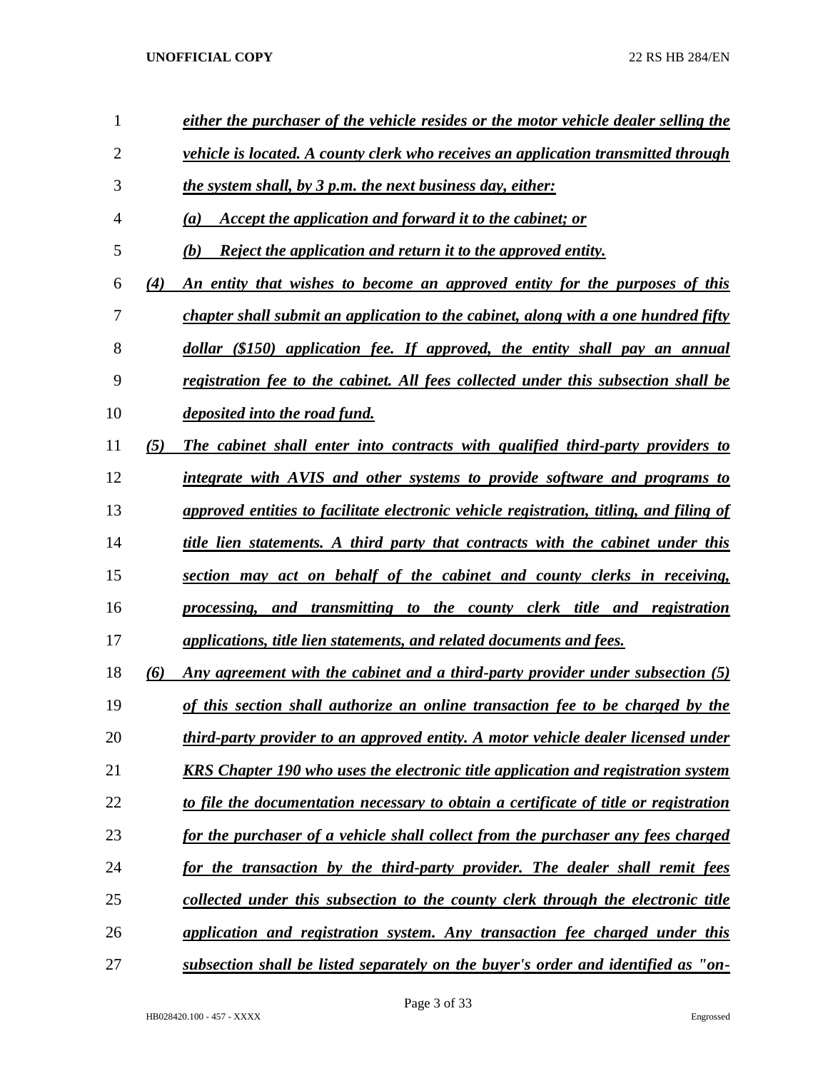*either the purchaser of the vehicle resides or the motor vehicle dealer selling the vehicle is located. A county clerk who receives an application transmitted through the system shall, by 3 p.m. the next business day, either:*

*(a) Accept the application and forward it to the cabinet; or*

*(b) Reject the application and return it to the approved entity.*

*(4) An entity that wishes to become an approved entity for the purposes of this chapter shall submit an application to the cabinet, along with a one hundred fifty dollar ($150) application fee. If approved, the entity shall pay an annual registration fee to the cabinet. All fees collected under this subsection shall be deposited into the road fund.*

*(5) The cabinet shall enter into contracts with qualified third-party providers to integrate with AVIS and other systems to provide software and programs to approved entities to facilitate electronic vehicle registration, titling, and filing of title lien statements. A third party that contracts with the cabinet under this section may act on behalf of the cabinet and county clerks in receiving, processing, and transmitting to the county clerk title and registration applications, title lien statements, and related documents and fees.*

*(6) Any agreement with the cabinet and a third-party provider under subsection (5) of this section shall authorize an online transaction fee to be charged by the third-party provider to an approved entity. A motor vehicle dealer licensed under KRS Chapter 190 who uses the electronic title application and registration system to file the documentation necessary to obtain a certificate of title or registration for the purchaser of a vehicle shall collect from the purchaser any fees charged for the transaction by the third-party provider. The dealer shall remit fees collected under this subsection to the county clerk through the electronic title application and registration system. Any transaction fee charged under this subsection shall be listed separately on the buyer's order and identified as "on-*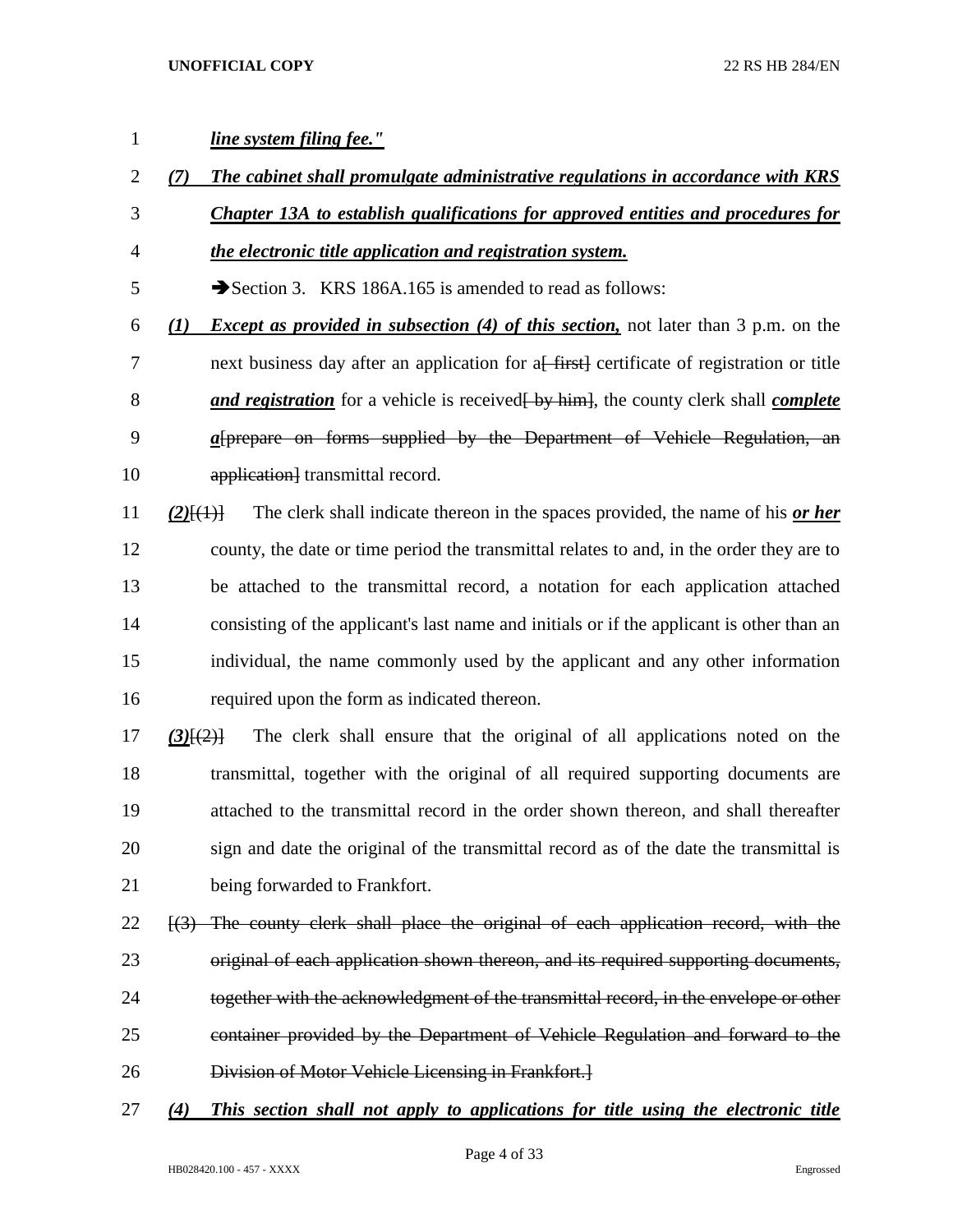*line system filing fee."*

*(7) The cabinet shall promulgate administrative regulations in accordance with KRS Chapter 13A to establish qualifications for approved entities and procedures for the electronic title application and registration system.*

➔Section 3. KRS 186A.165 is amended to read as follows:

*(1) Except as provided in subsection (4) of this section,* not later than 3 p.m. on the next business day after an application for a~~[ first]~~ certificate of registration or title *and registration* for a vehicle is received~~[ by him]~~, the county clerk shall *complete a*~~[prepare on forms supplied by the Department of Vehicle Regulation, an application]~~ transmittal record.

*(2)*~~[(1)]~~ The clerk shall indicate thereon in the spaces provided, the name of his *or her* county, the date or time period the transmittal relates to and, in the order they are to be attached to the transmittal record, a notation for each application attached consisting of the applicant's last name and initials or if the applicant is other than an individual, the name commonly used by the applicant and any other information required upon the form as indicated thereon.

*(3)*~~[(2)]~~ The clerk shall ensure that the original of all applications noted on the transmittal, together with the original of all required supporting documents are attached to the transmittal record in the order shown thereon, and shall thereafter sign and date the original of the transmittal record as of the date the transmittal is being forwarded to Frankfort.

~~[(3) The county clerk shall place the original of each application record, with the original of each application shown thereon, and its required supporting documents, together with the acknowledgment of the transmittal record, in the envelope or other container provided by the Department of Vehicle Regulation and forward to the Division of Motor Vehicle Licensing in Frankfort.]~~

*(4) This section shall not apply to applications for title using the electronic title*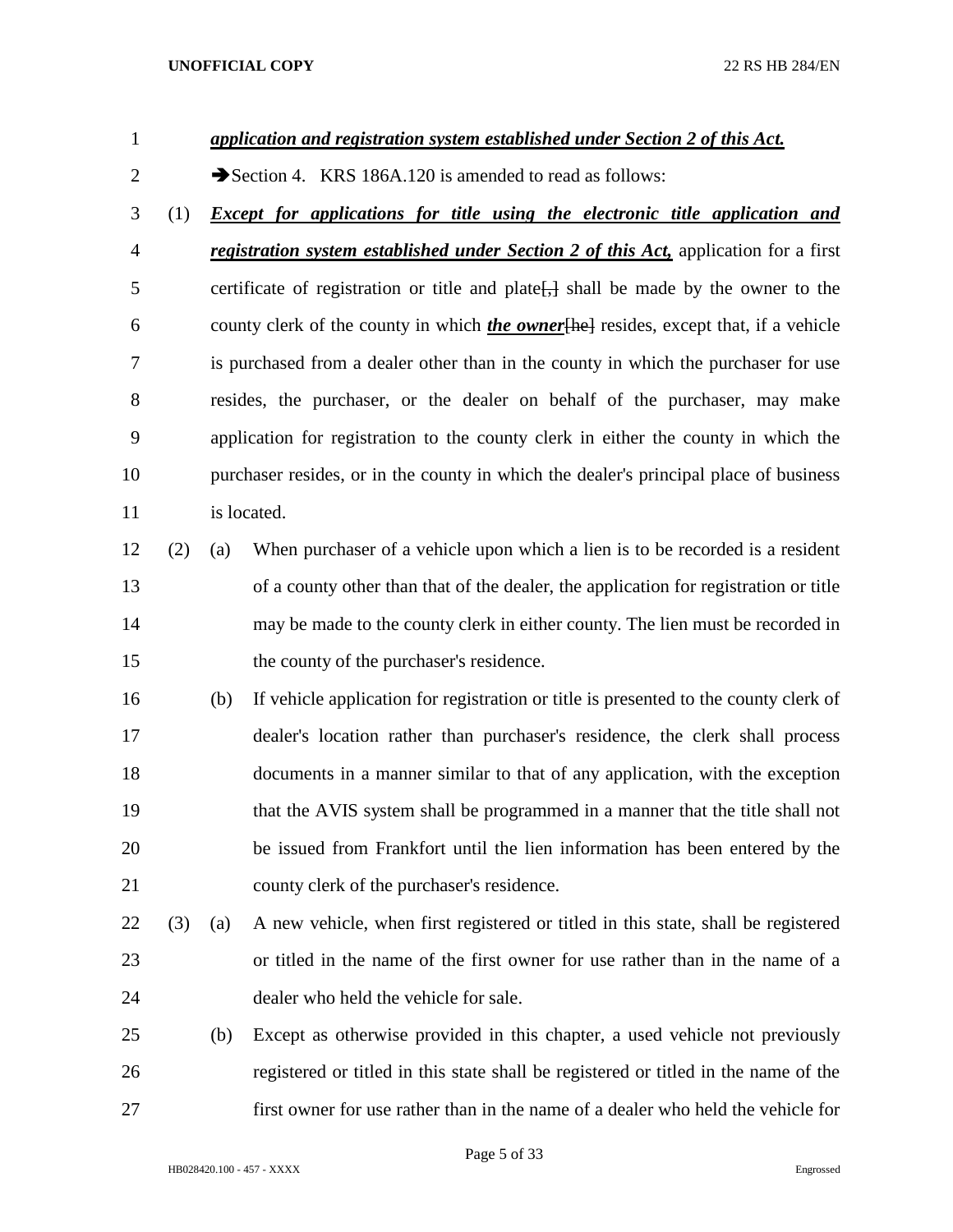***application and registration system established under Section 2 of this Act.***

➔Section 4. KRS 186A.120 is amended to read as follows:

(1) ***Except for applications for title using the electronic title application and registration system established under Section 2 of this Act,*** application for a first certificate of registration or title and plate[,] shall be made by the owner to the county clerk of the county in which ***the owner***[he] resides, except that, if a vehicle is purchased from a dealer other than in the county in which the purchaser for use resides, the purchaser, or the dealer on behalf of the purchaser, may make application for registration to the county clerk in either the county in which the purchaser resides, or in the county in which the dealer's principal place of business is located.

(2) (a) When purchaser of a vehicle upon which a lien is to be recorded is a resident of a county other than that of the dealer, the application for registration or title may be made to the county clerk in either county. The lien must be recorded in the county of the purchaser's residence.

(b) If vehicle application for registration or title is presented to the county clerk of dealer's location rather than purchaser's residence, the clerk shall process documents in a manner similar to that of any application, with the exception that the AVIS system shall be programmed in a manner that the title shall not be issued from Frankfort until the lien information has been entered by the county clerk of the purchaser's residence.

(3) (a) A new vehicle, when first registered or titled in this state, shall be registered or titled in the name of the first owner for use rather than in the name of a dealer who held the vehicle for sale.

(b) Except as otherwise provided in this chapter, a used vehicle not previously registered or titled in this state shall be registered or titled in the name of the first owner for use rather than in the name of a dealer who held the vehicle for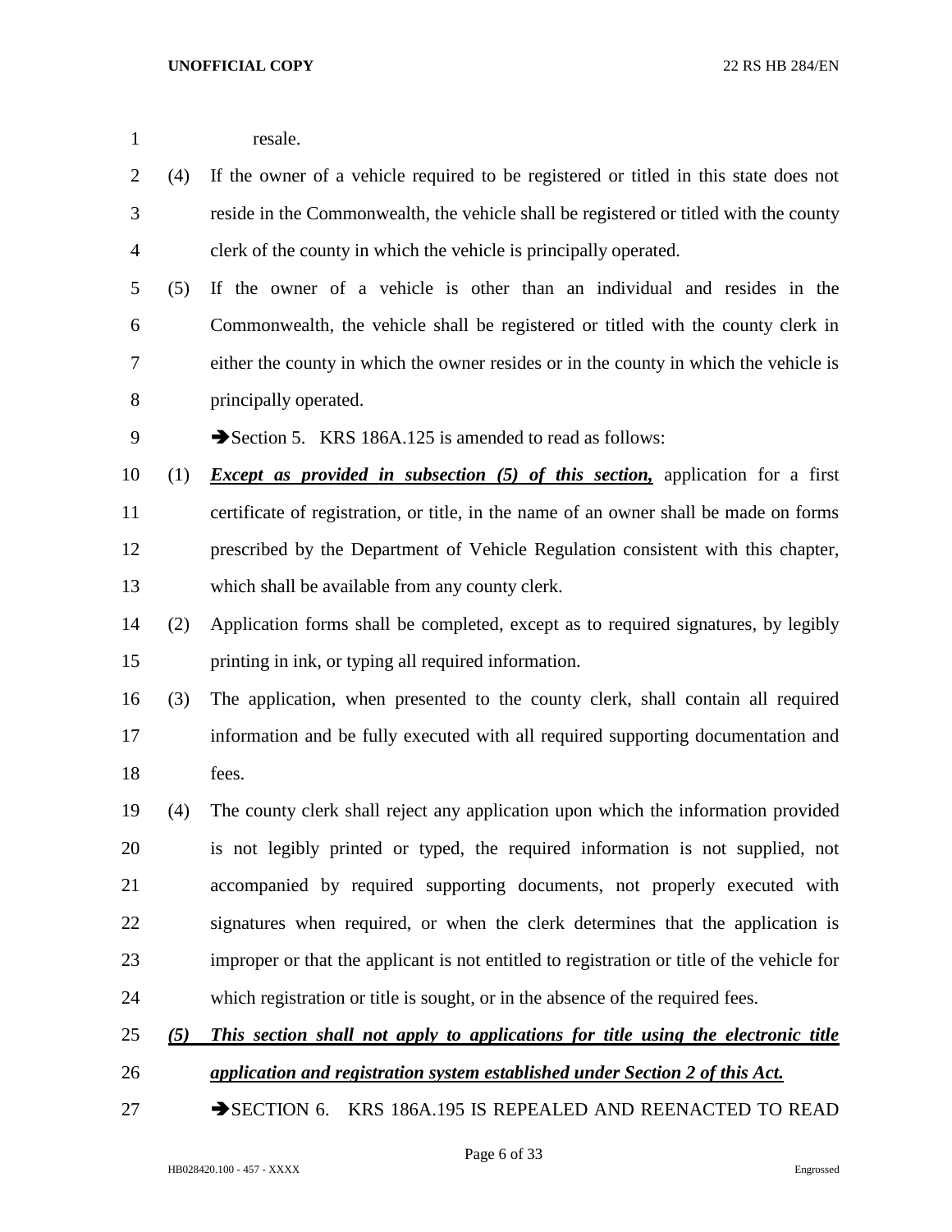resale.

(4) If the owner of a vehicle required to be registered or titled in this state does not reside in the Commonwealth, the vehicle shall be registered or titled with the county clerk of the county in which the vehicle is principally operated.

(5) If the owner of a vehicle is other than an individual and resides in the Commonwealth, the vehicle shall be registered or titled with the county clerk in either the county in which the owner resides or in the county in which the vehicle is principally operated.

➔Section 5. KRS 186A.125 is amended to read as follows:

(1) ***Except as provided in subsection (5) of this section,*** application for a first certificate of registration, or title, in the name of an owner shall be made on forms prescribed by the Department of Vehicle Regulation consistent with this chapter, which shall be available from any county clerk.

(2) Application forms shall be completed, except as to required signatures, by legibly printing in ink, or typing all required information.

(3) The application, when presented to the county clerk, shall contain all required information and be fully executed with all required supporting documentation and fees.

(4) The county clerk shall reject any application upon which the information provided is not legibly printed or typed, the required information is not supplied, not accompanied by required supporting documents, not properly executed with signatures when required, or when the clerk determines that the application is improper or that the applicant is not entitled to registration or title of the vehicle for which registration or title is sought, or in the absence of the required fees.

***(5) This section shall not apply to applications for title using the electronic title application and registration system established under Section 2 of this Act.***

➔SECTION 6. KRS 186A.195 IS REPEALED AND REENACTED TO READ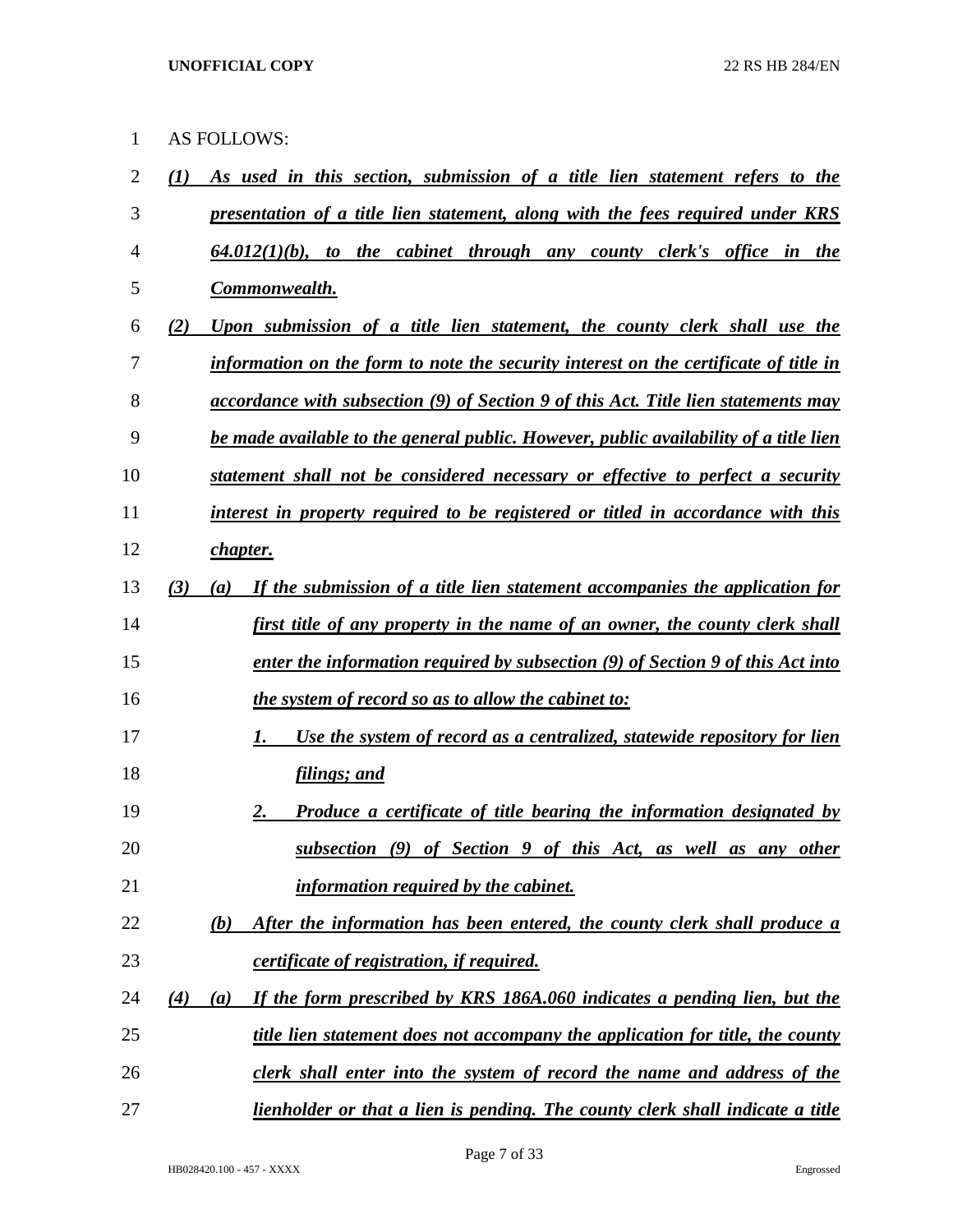AS FOLLOWS:

*(1) As used in this section, submission of a title lien statement refers to the presentation of a title lien statement, along with the fees required under KRS 64.012(1)(b), to the cabinet through any county clerk's office in the Commonwealth.*

*(2) Upon submission of a title lien statement, the county clerk shall use the information on the form to note the security interest on the certificate of title in accordance with subsection (9) of Section 9 of this Act. Title lien statements may be made available to the general public. However, public availability of a title lien statement shall not be considered necessary or effective to perfect a security interest in property required to be registered or titled in accordance with this chapter.*

*(3) (a) If the submission of a title lien statement accompanies the application for first title of any property in the name of an owner, the county clerk shall enter the information required by subsection (9) of Section 9 of this Act into the system of record so as to allow the cabinet to:*

*1. Use the system of record as a centralized, statewide repository for lien filings; and*

*2. Produce a certificate of title bearing the information designated by subsection (9) of Section 9 of this Act, as well as any other information required by the cabinet.*

*(b) After the information has been entered, the county clerk shall produce a certificate of registration, if required.*

*(4) (a) If the form prescribed by KRS 186A.060 indicates a pending lien, but the title lien statement does not accompany the application for title, the county clerk shall enter into the system of record the name and address of the lienholder or that a lien is pending. The county clerk shall indicate a title*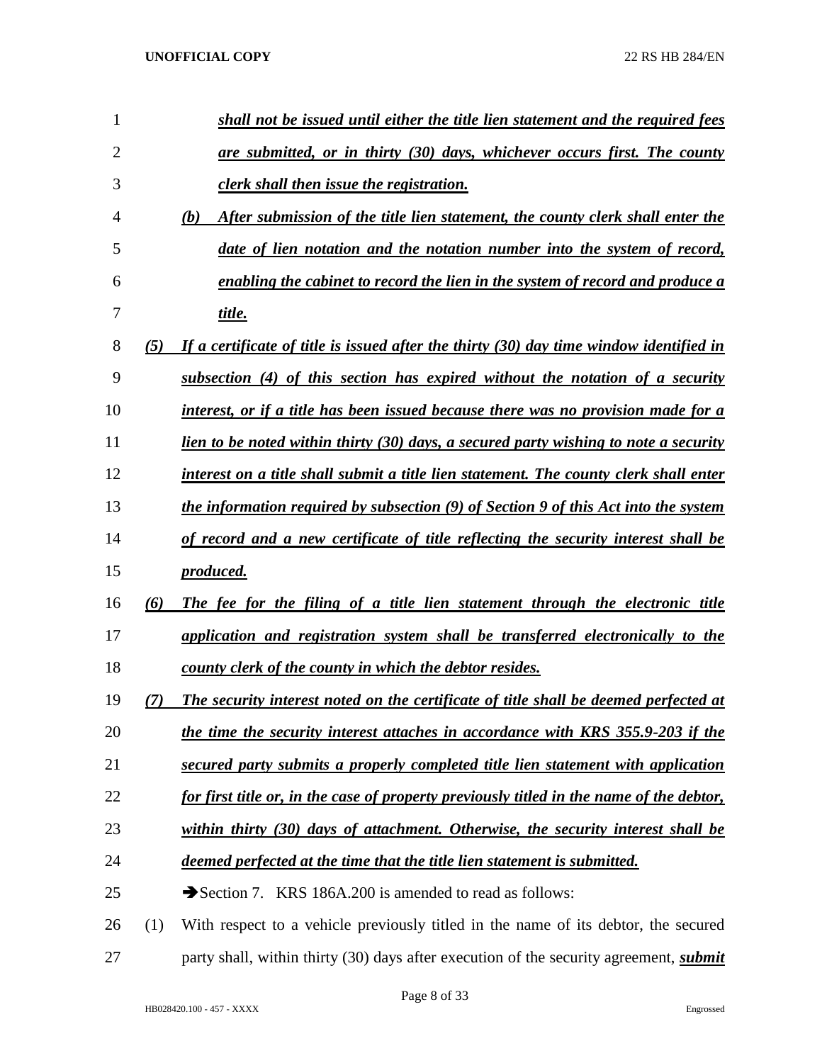***shall not be issued until either the title lien statement and the required fees are submitted, or in thirty (30) days, whichever occurs first. The county clerk shall then issue the registration.***

***(b) After submission of the title lien statement, the county clerk shall enter the date of lien notation and the notation number into the system of record, enabling the cabinet to record the lien in the system of record and produce a title.***

***(5) If a certificate of title is issued after the thirty (30) day time window identified in subsection (4) of this section has expired without the notation of a security interest, or if a title has been issued because there was no provision made for a lien to be noted within thirty (30) days, a secured party wishing to note a security interest on a title shall submit a title lien statement. The county clerk shall enter the information required by subsection (9) of Section 9 of this Act into the system of record and a new certificate of title reflecting the security interest shall be produced.***

***(6) The fee for the filing of a title lien statement through the electronic title application and registration system shall be transferred electronically to the county clerk of the county in which the debtor resides.***

***(7) The security interest noted on the certificate of title shall be deemed perfected at the time the security interest attaches in accordance with KRS 355.9-203 if the secured party submits a properly completed title lien statement with application for first title or, in the case of property previously titled in the name of the debtor, within thirty (30) days of attachment. Otherwise, the security interest shall be deemed perfected at the time that the title lien statement is submitted.***

➔Section 7. KRS 186A.200 is amended to read as follows:

(1) With respect to a vehicle previously titled in the name of its debtor, the secured party shall, within thirty (30) days after execution of the security agreement, ***submit***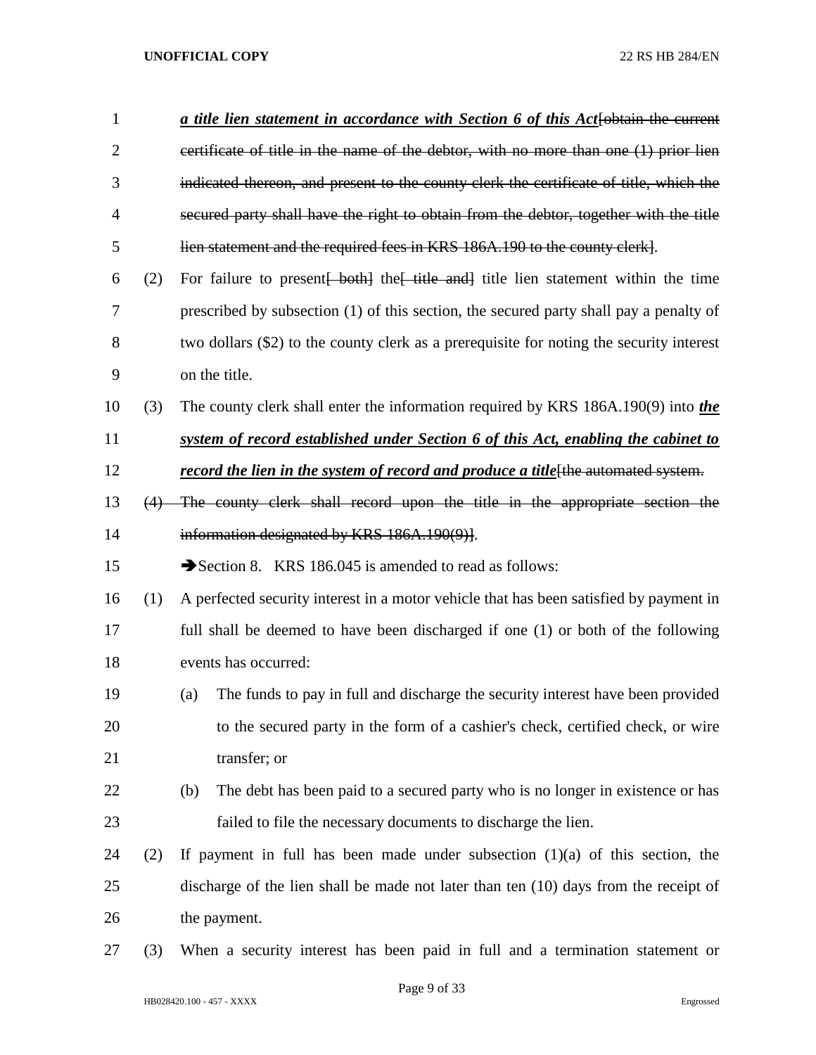***a title lien statement in accordance with Section 6 of this Act***~~[obtain the current certificate of title in the name of the debtor, with no more than one (1) prior lien indicated thereon, and present to the county clerk the certificate of title, which the secured party shall have the right to obtain from the debtor, together with the title lien statement and the required fees in KRS 186A.190 to the county clerk]~~.

(2) For failure to present~~[ both]~~ the~~[ title and]~~ title lien statement within the time prescribed by subsection (1) of this section, the secured party shall pay a penalty of two dollars ($2) to the county clerk as a prerequisite for noting the security interest on the title.

(3) The county clerk shall enter the information required by KRS 186A.190(9) into ***the system of record established under Section 6 of this Act, enabling the cabinet to record the lien in the system of record and produce a title***~~[the automated system.~~

~~(4) The county clerk shall record upon the title in the appropriate section the information designated by KRS 186A.190(9)]~~.

➔Section 8. KRS 186.045 is amended to read as follows:

(1) A perfected security interest in a motor vehicle that has been satisfied by payment in full shall be deemed to have been discharged if one (1) or both of the following events has occurred:

(a) The funds to pay in full and discharge the security interest have been provided to the secured party in the form of a cashier's check, certified check, or wire transfer; or

(b) The debt has been paid to a secured party who is no longer in existence or has failed to file the necessary documents to discharge the lien.

(2) If payment in full has been made under subsection (1)(a) of this section, the discharge of the lien shall be made not later than ten (10) days from the receipt of the payment.

(3) When a security interest has been paid in full and a termination statement or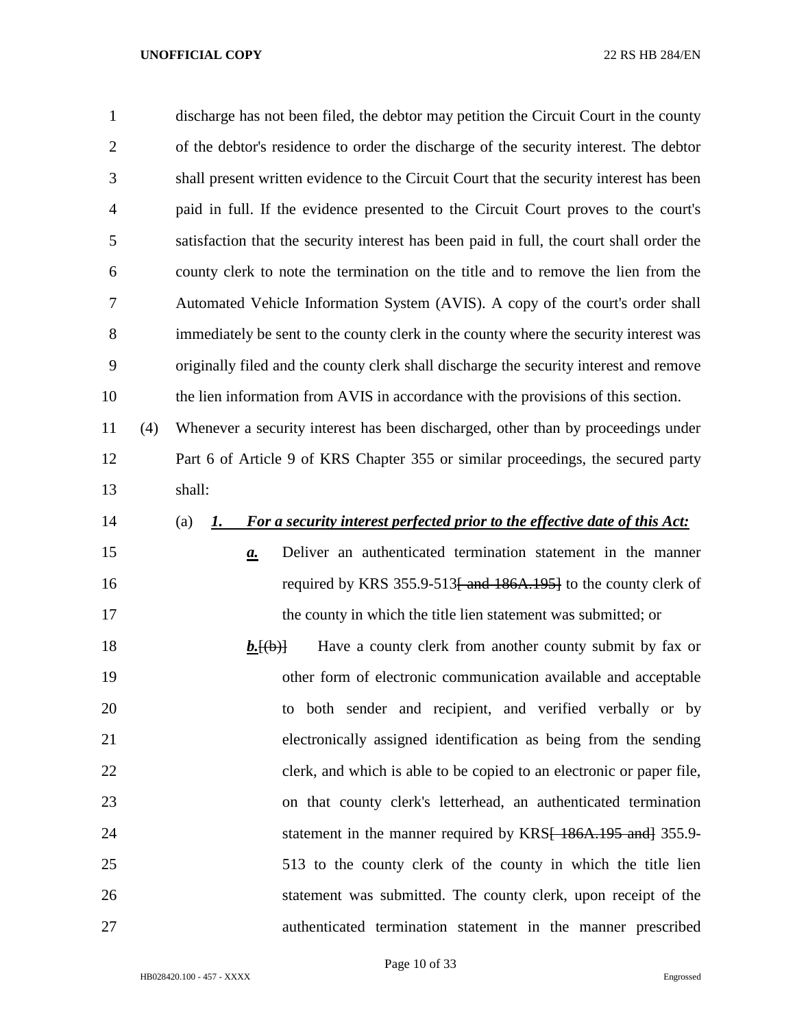discharge has not been filed, the debtor may petition the Circuit Court in the county of the debtor's residence to order the discharge of the security interest. The debtor shall present written evidence to the Circuit Court that the security interest has been paid in full. If the evidence presented to the Circuit Court proves to the court's satisfaction that the security interest has been paid in full, the court shall order the county clerk to note the termination on the title and to remove the lien from the Automated Vehicle Information System (AVIS). A copy of the court's order shall immediately be sent to the county clerk in the county where the security interest was originally filed and the county clerk shall discharge the security interest and remove the lien information from AVIS in accordance with the provisions of this section.

(4) Whenever a security interest has been discharged, other than by proceedings under Part 6 of Article 9 of KRS Chapter 355 or similar proceedings, the secured party shall:

(a) ***1. For a security interest perfected prior to the effective date of this Act:***

***a.*** Deliver an authenticated termination statement in the manner required by KRS 355.9-513~~[ and 186A.195]~~ to the county clerk of the county in which the title lien statement was submitted; or

***b.***~~[(b)]~~ Have a county clerk from another county submit by fax or other form of electronic communication available and acceptable to both sender and recipient, and verified verbally or by electronically assigned identification as being from the sending clerk, and which is able to be copied to an electronic or paper file, on that county clerk's letterhead, an authenticated termination statement in the manner required by KRS~~[ 186A.195 and]~~ 355.9-513 to the county clerk of the county in which the title lien statement was submitted. The county clerk, upon receipt of the authenticated termination statement in the manner prescribed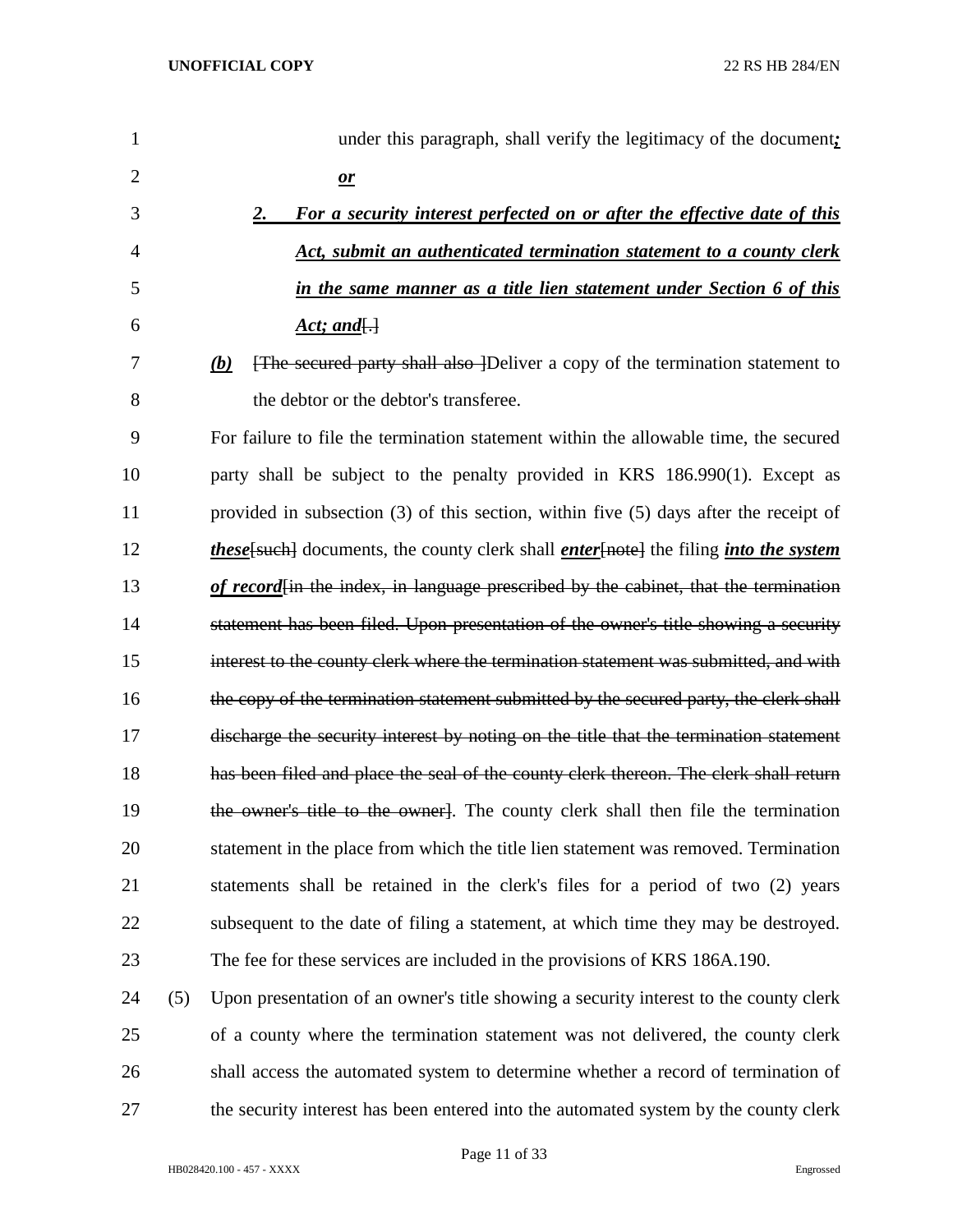under this paragraph, shall verify the legitimacy of the document***;***

***or***

***2. For a security interest perfected on or after the effective date of this Act, submit an authenticated termination statement to a county clerk in the same manner as a title lien statement under Section 6 of this Act; and***~~[.]~~

***(b)*** ~~[The secured party shall also ]~~Deliver a copy of the termination statement to the debtor or the debtor's transferee.

For failure to file the termination statement within the allowable time, the secured party shall be subject to the penalty provided in KRS 186.990(1). Except as provided in subsection (3) of this section, within five (5) days after the receipt of ***these***~~[such]~~ documents, the county clerk shall ***enter***~~[note]~~ the filing ***into the system of record***~~[in the index, in language prescribed by the cabinet, that the termination statement has been filed. Upon presentation of the owner's title showing a security interest to the county clerk where the termination statement was submitted, and with the copy of the termination statement submitted by the secured party, the clerk shall discharge the security interest by noting on the title that the termination statement has been filed and place the seal of the county clerk thereon. The clerk shall return the owner's title to the owner]~~. The county clerk shall then file the termination statement in the place from which the title lien statement was removed. Termination statements shall be retained in the clerk's files for a period of two (2) years subsequent to the date of filing a statement, at which time they may be destroyed. The fee for these services are included in the provisions of KRS 186A.190.

(5) Upon presentation of an owner's title showing a security interest to the county clerk of a county where the termination statement was not delivered, the county clerk shall access the automated system to determine whether a record of termination of the security interest has been entered into the automated system by the county clerk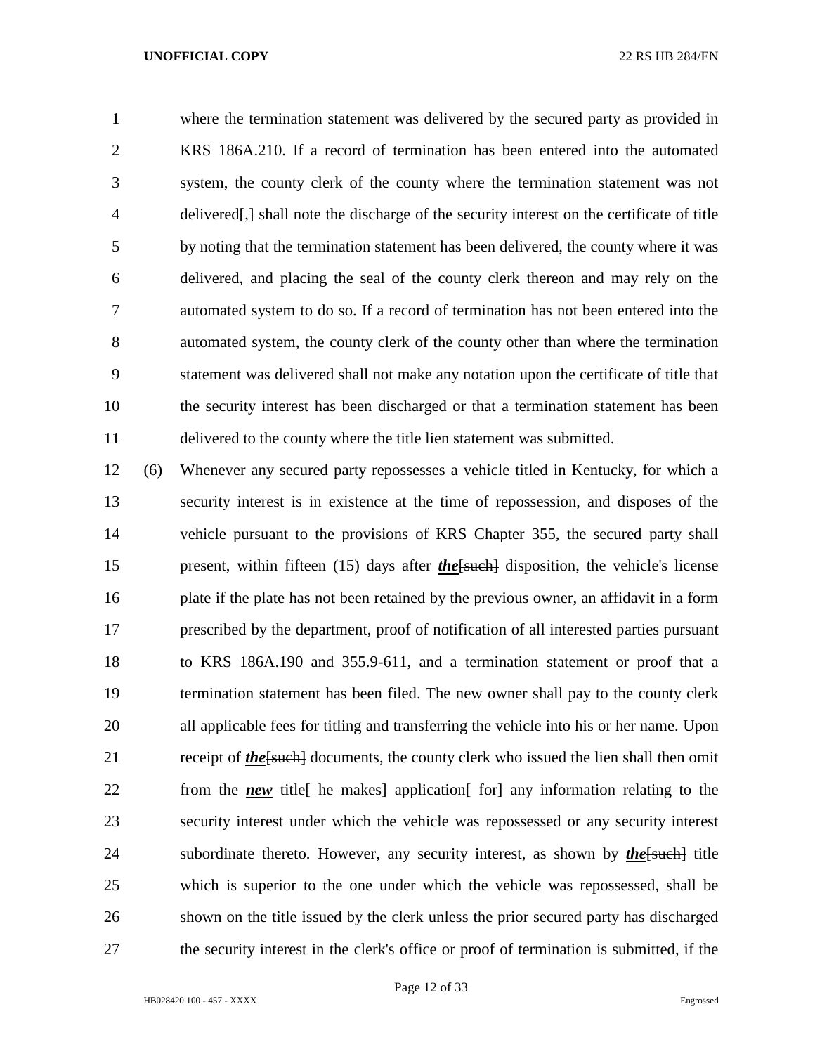where the termination statement was delivered by the secured party as provided in KRS 186A.210. If a record of termination has been entered into the automated system, the county clerk of the county where the termination statement was not delivered~~[,]~~ shall note the discharge of the security interest on the certificate of title by noting that the termination statement has been delivered, the county where it was delivered, and placing the seal of the county clerk thereon and may rely on the automated system to do so. If a record of termination has not been entered into the automated system, the county clerk of the county other than where the termination statement was delivered shall not make any notation upon the certificate of title that the security interest has been discharged or that a termination statement has been delivered to the county where the title lien statement was submitted.

(6) Whenever any secured party repossesses a vehicle titled in Kentucky, for which a security interest is in existence at the time of repossession, and disposes of the vehicle pursuant to the provisions of KRS Chapter 355, the secured party shall present, within fifteen (15) days after ***the***~~[such]~~ disposition, the vehicle's license plate if the plate has not been retained by the previous owner, an affidavit in a form prescribed by the department, proof of notification of all interested parties pursuant to KRS 186A.190 and 355.9-611, and a termination statement or proof that a termination statement has been filed. The new owner shall pay to the county clerk all applicable fees for titling and transferring the vehicle into his or her name. Upon receipt of ***the***~~[such]~~ documents, the county clerk who issued the lien shall then omit from the ***new*** title~~[ he makes]~~ application~~[ for]~~ any information relating to the security interest under which the vehicle was repossessed or any security interest subordinate thereto. However, any security interest, as shown by ***the***~~[such]~~ title which is superior to the one under which the vehicle was repossessed, shall be shown on the title issued by the clerk unless the prior secured party has discharged the security interest in the clerk's office or proof of termination is submitted, if the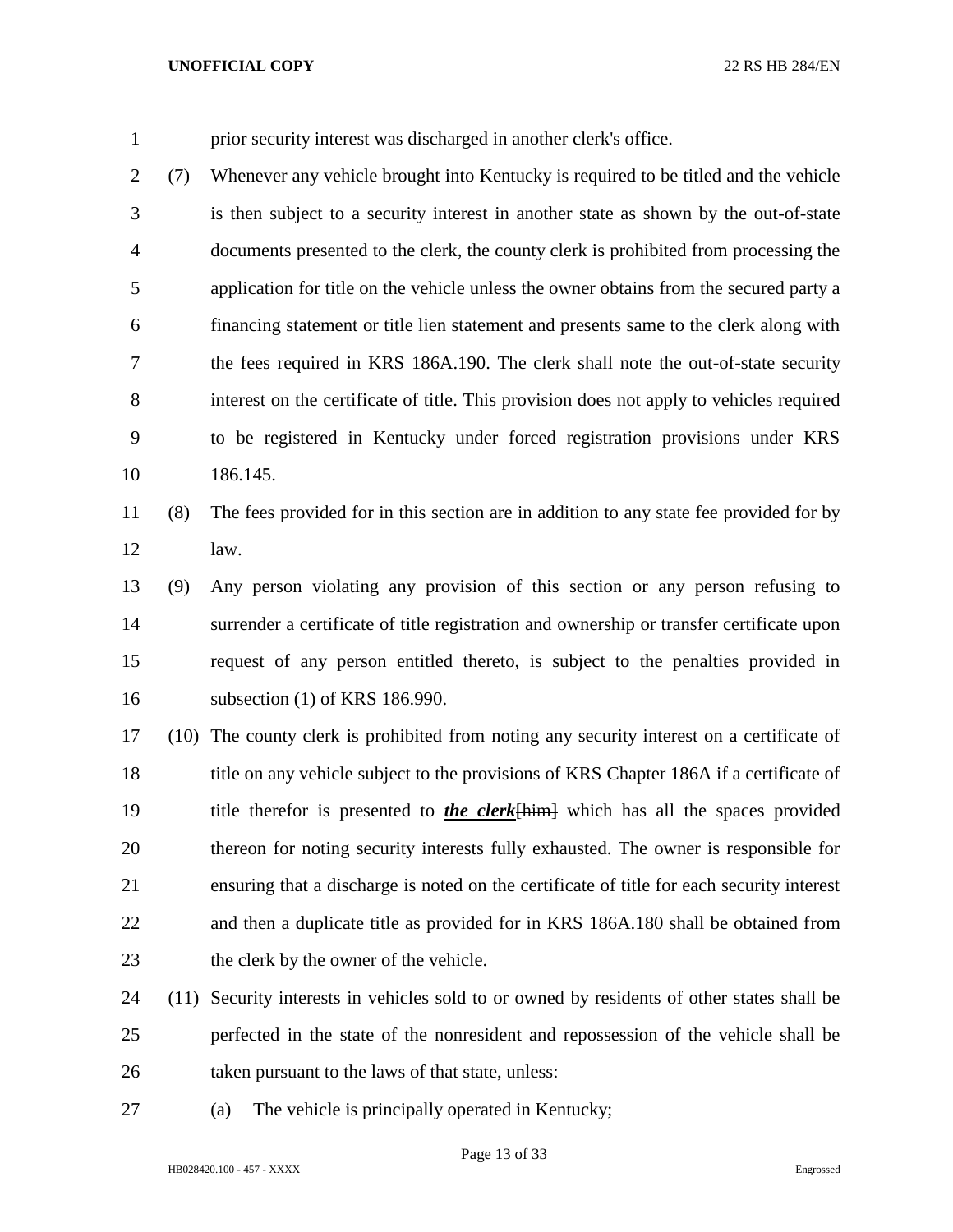prior security interest was discharged in another clerk's office.

(7) Whenever any vehicle brought into Kentucky is required to be titled and the vehicle is then subject to a security interest in another state as shown by the out-of-state documents presented to the clerk, the county clerk is prohibited from processing the application for title on the vehicle unless the owner obtains from the secured party a financing statement or title lien statement and presents same to the clerk along with the fees required in KRS 186A.190. The clerk shall note the out-of-state security interest on the certificate of title. This provision does not apply to vehicles required to be registered in Kentucky under forced registration provisions under KRS 186.145.

(8) The fees provided for in this section are in addition to any state fee provided for by law.

(9) Any person violating any provision of this section or any person refusing to surrender a certificate of title registration and ownership or transfer certificate upon request of any person entitled thereto, is subject to the penalties provided in subsection (1) of KRS 186.990.

(10) The county clerk is prohibited from noting any security interest on a certificate of title on any vehicle subject to the provisions of KRS Chapter 186A if a certificate of title therefor is presented to ***the clerk***~~[him]~~ which has all the spaces provided thereon for noting security interests fully exhausted. The owner is responsible for ensuring that a discharge is noted on the certificate of title for each security interest and then a duplicate title as provided for in KRS 186A.180 shall be obtained from the clerk by the owner of the vehicle.

(11) Security interests in vehicles sold to or owned by residents of other states shall be perfected in the state of the nonresident and repossession of the vehicle shall be taken pursuant to the laws of that state, unless:

(a) The vehicle is principally operated in Kentucky;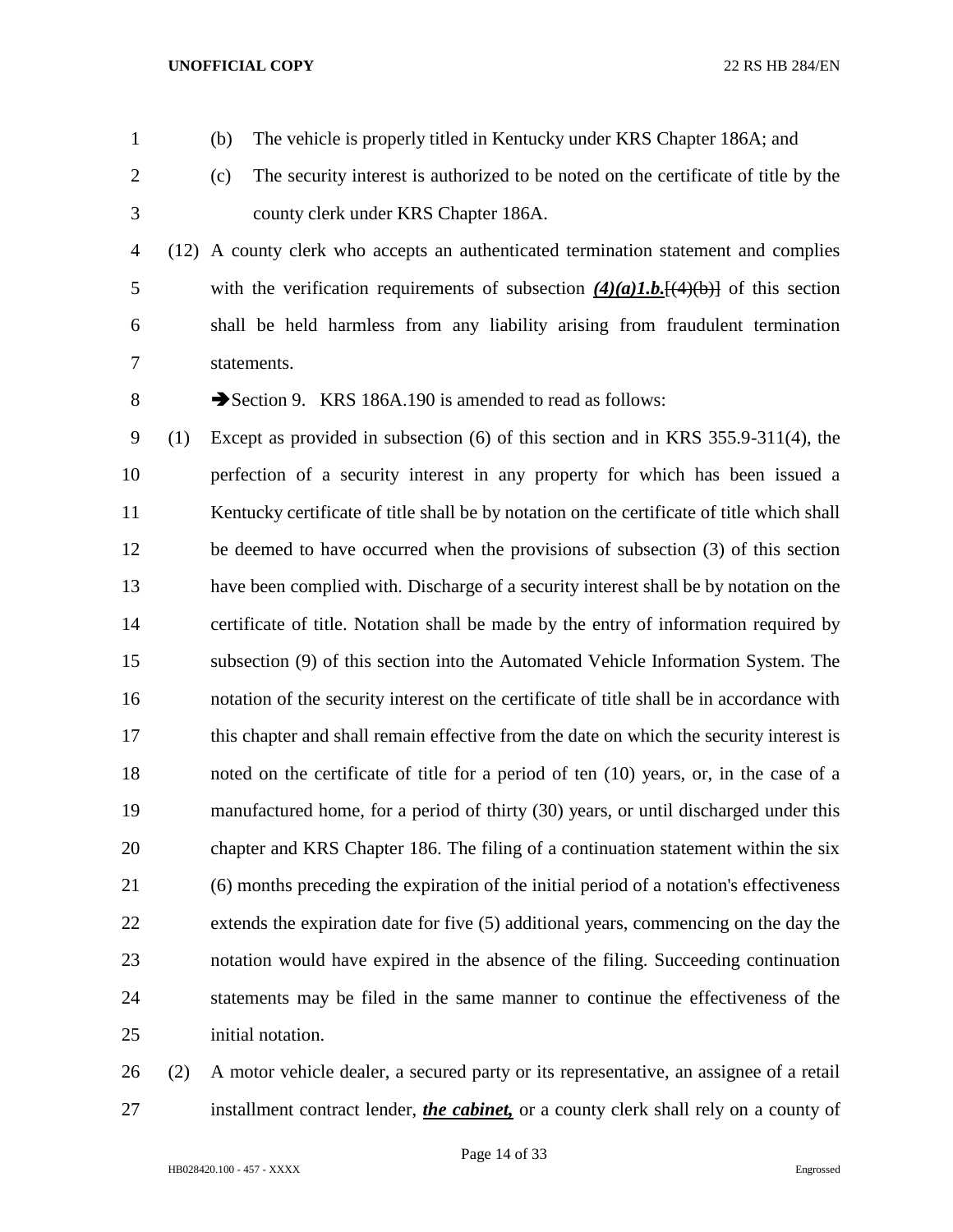(b) The vehicle is properly titled in Kentucky under KRS Chapter 186A; and

(c) The security interest is authorized to be noted on the certificate of title by the county clerk under KRS Chapter 186A.

(12) A county clerk who accepts an authenticated termination statement and complies with the verification requirements of subsection ***(4)(a)1.b.***~~[(4)(b)]~~ of this section shall be held harmless from any liability arising from fraudulent termination statements.

➔Section 9. KRS 186A.190 is amended to read as follows:

(1) Except as provided in subsection (6) of this section and in KRS 355.9-311(4), the perfection of a security interest in any property for which has been issued a Kentucky certificate of title shall be by notation on the certificate of title which shall be deemed to have occurred when the provisions of subsection (3) of this section have been complied with. Discharge of a security interest shall be by notation on the certificate of title. Notation shall be made by the entry of information required by subsection (9) of this section into the Automated Vehicle Information System. The notation of the security interest on the certificate of title shall be in accordance with this chapter and shall remain effective from the date on which the security interest is noted on the certificate of title for a period of ten (10) years, or, in the case of a manufactured home, for a period of thirty (30) years, or until discharged under this chapter and KRS Chapter 186. The filing of a continuation statement within the six (6) months preceding the expiration of the initial period of a notation's effectiveness extends the expiration date for five (5) additional years, commencing on the day the notation would have expired in the absence of the filing. Succeeding continuation statements may be filed in the same manner to continue the effectiveness of the initial notation.

(2) A motor vehicle dealer, a secured party or its representative, an assignee of a retail installment contract lender, ***the cabinet,*** or a county clerk shall rely on a county of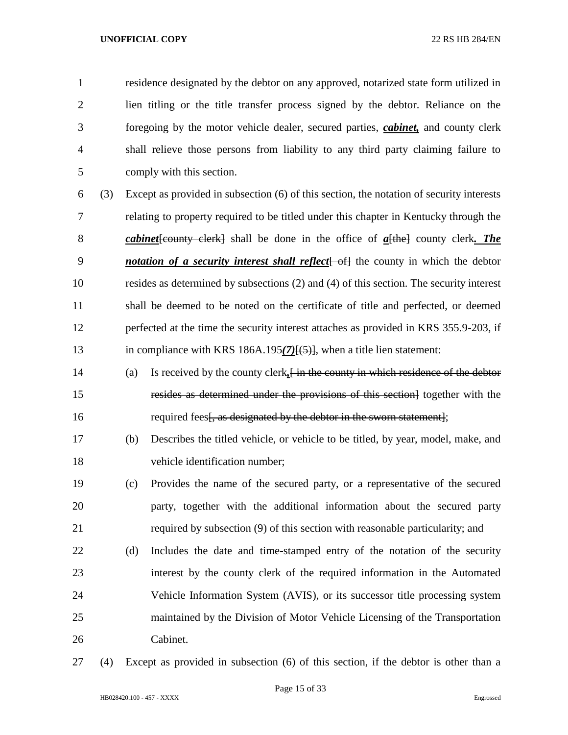residence designated by the debtor on any approved, notarized state form utilized in lien titling or the title transfer process signed by the debtor. Reliance on the foregoing by the motor vehicle dealer, secured parties, ***cabinet,*** and county clerk shall relieve those persons from liability to any third party claiming failure to comply with this section.

(3) Except as provided in subsection (6) of this section, the notation of security interests relating to property required to be titled under this chapter in Kentucky through the ***cabinet***~~[county clerk]~~ shall be done in the office of ***a***~~[the]~~ county clerk***. The notation of a security interest shall reflect***~~[ of]~~ the county in which the debtor resides as determined by subsections (2) and (4) of this section. The security interest shall be deemed to be noted on the certificate of title and perfected, or deemed perfected at the time the security interest attaches as provided in KRS 355.9-203, if in compliance with KRS 186A.195***(7)***~~[(5)]~~, when a title lien statement:

(a) Is received by the county clerk***,***~~[ in the county in which residence of the debtor resides as determined under the provisions of this section]~~ together with the required fees~~[, as designated by the debtor in the sworn statement]~~;

(b) Describes the titled vehicle, or vehicle to be titled, by year, model, make, and vehicle identification number;

(c) Provides the name of the secured party, or a representative of the secured party, together with the additional information about the secured party required by subsection (9) of this section with reasonable particularity; and

(d) Includes the date and time-stamped entry of the notation of the security interest by the county clerk of the required information in the Automated Vehicle Information System (AVIS), or its successor title processing system maintained by the Division of Motor Vehicle Licensing of the Transportation Cabinet.

(4) Except as provided in subsection (6) of this section, if the debtor is other than a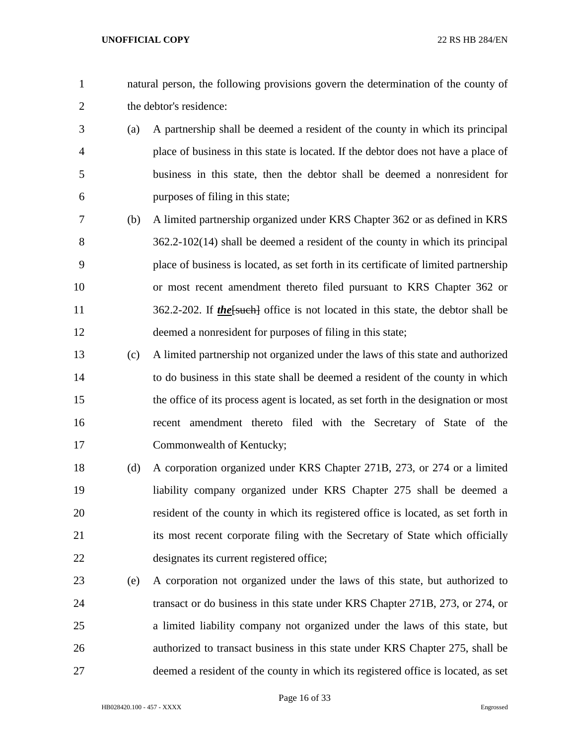natural person, the following provisions govern the determination of the county of the debtor's residence:

(a) A partnership shall be deemed a resident of the county in which its principal place of business in this state is located. If the debtor does not have a place of business in this state, then the debtor shall be deemed a nonresident for purposes of filing in this state;

(b) A limited partnership organized under KRS Chapter 362 or as defined in KRS 362.2-102(14) shall be deemed a resident of the county in which its principal place of business is located, as set forth in its certificate of limited partnership or most recent amendment thereto filed pursuant to KRS Chapter 362 or 362.2-202. If ***the***~~[such]~~ office is not located in this state, the debtor shall be deemed a nonresident for purposes of filing in this state;

(c) A limited partnership not organized under the laws of this state and authorized to do business in this state shall be deemed a resident of the county in which the office of its process agent is located, as set forth in the designation or most recent amendment thereto filed with the Secretary of State of the Commonwealth of Kentucky;

(d) A corporation organized under KRS Chapter 271B, 273, or 274 or a limited liability company organized under KRS Chapter 275 shall be deemed a resident of the county in which its registered office is located, as set forth in its most recent corporate filing with the Secretary of State which officially designates its current registered office;

(e) A corporation not organized under the laws of this state, but authorized to transact or do business in this state under KRS Chapter 271B, 273, or 274, or a limited liability company not organized under the laws of this state, but authorized to transact business in this state under KRS Chapter 275, shall be deemed a resident of the county in which its registered office is located, as set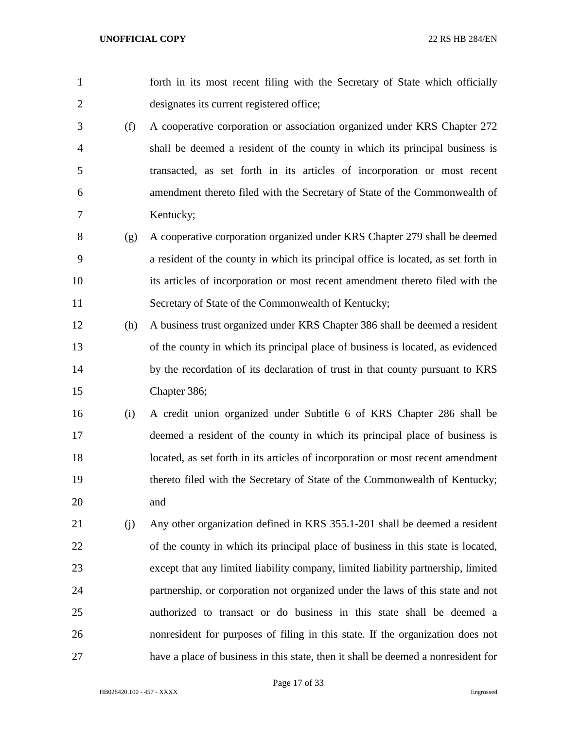forth in its most recent filing with the Secretary of State which officially designates its current registered office;

(f) A cooperative corporation or association organized under KRS Chapter 272 shall be deemed a resident of the county in which its principal business is transacted, as set forth in its articles of incorporation or most recent amendment thereto filed with the Secretary of State of the Commonwealth of Kentucky;

(g) A cooperative corporation organized under KRS Chapter 279 shall be deemed a resident of the county in which its principal office is located, as set forth in its articles of incorporation or most recent amendment thereto filed with the Secretary of State of the Commonwealth of Kentucky;

(h) A business trust organized under KRS Chapter 386 shall be deemed a resident of the county in which its principal place of business is located, as evidenced by the recordation of its declaration of trust in that county pursuant to KRS Chapter 386;

(i) A credit union organized under Subtitle 6 of KRS Chapter 286 shall be deemed a resident of the county in which its principal place of business is located, as set forth in its articles of incorporation or most recent amendment thereto filed with the Secretary of State of the Commonwealth of Kentucky; and

(j) Any other organization defined in KRS 355.1-201 shall be deemed a resident of the county in which its principal place of business in this state is located, except that any limited liability company, limited liability partnership, limited partnership, or corporation not organized under the laws of this state and not authorized to transact or do business in this state shall be deemed a nonresident for purposes of filing in this state. If the organization does not have a place of business in this state, then it shall be deemed a nonresident for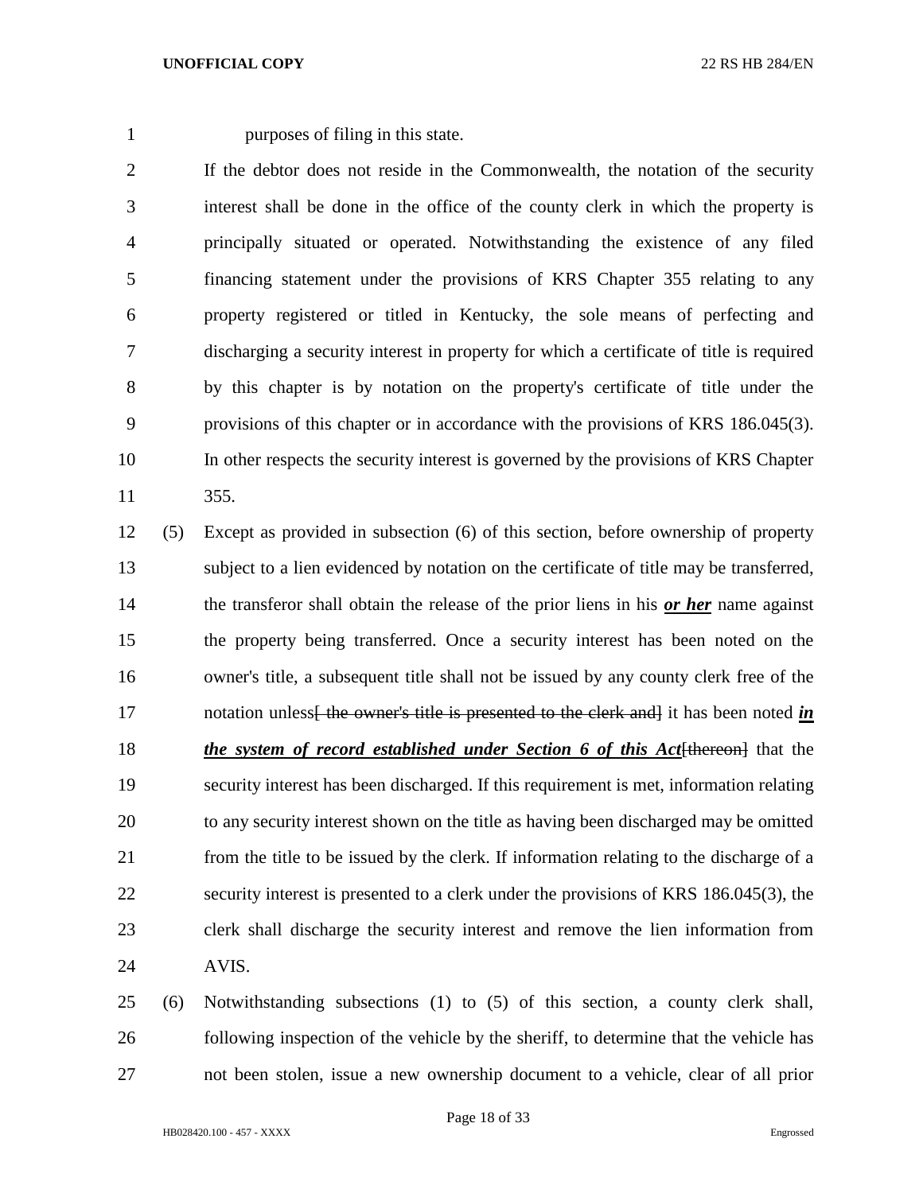purposes of filing in this state.

If the debtor does not reside in the Commonwealth, the notation of the security interest shall be done in the office of the county clerk in which the property is principally situated or operated. Notwithstanding the existence of any filed financing statement under the provisions of KRS Chapter 355 relating to any property registered or titled in Kentucky, the sole means of perfecting and discharging a security interest in property for which a certificate of title is required by this chapter is by notation on the property's certificate of title under the provisions of this chapter or in accordance with the provisions of KRS 186.045(3). In other respects the security interest is governed by the provisions of KRS Chapter 355.

(5) Except as provided in subsection (6) of this section, before ownership of property subject to a lien evidenced by notation on the certificate of title may be transferred, the transferor shall obtain the release of the prior liens in his ***or her*** name against the property being transferred. Once a security interest has been noted on the owner's title, a subsequent title shall not be issued by any county clerk free of the notation unless~~[ the owner's title is presented to the clerk and]~~ it has been noted ***in the system of record established under Section 6 of this Act***~~[thereon]~~ that the security interest has been discharged. If this requirement is met, information relating to any security interest shown on the title as having been discharged may be omitted from the title to be issued by the clerk. If information relating to the discharge of a security interest is presented to a clerk under the provisions of KRS 186.045(3), the clerk shall discharge the security interest and remove the lien information from AVIS.

(6) Notwithstanding subsections (1) to (5) of this section, a county clerk shall, following inspection of the vehicle by the sheriff, to determine that the vehicle has not been stolen, issue a new ownership document to a vehicle, clear of all prior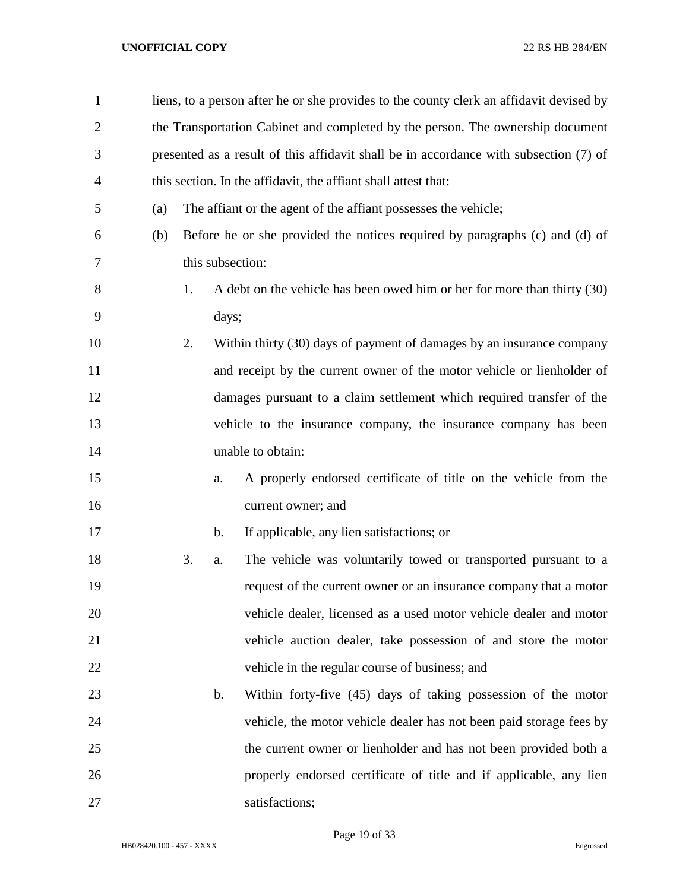liens, to a person after he or she provides to the county clerk an affidavit devised by the Transportation Cabinet and completed by the person. The ownership document presented as a result of this affidavit shall be in accordance with subsection (7) of this section. In the affidavit, the affiant shall attest that:

(a) The affiant or the agent of the affiant possesses the vehicle;

(b) Before he or she provided the notices required by paragraphs (c) and (d) of this subsection:

1. A debt on the vehicle has been owed him or her for more than thirty (30) days;

2. Within thirty (30) days of payment of damages by an insurance company and receipt by the current owner of the motor vehicle or lienholder of damages pursuant to a claim settlement which required transfer of the vehicle to the insurance company, the insurance company has been unable to obtain:

a. A properly endorsed certificate of title on the vehicle from the current owner; and

b. If applicable, any lien satisfactions; or

3. a. The vehicle was voluntarily towed or transported pursuant to a request of the current owner or an insurance company that a motor vehicle dealer, licensed as a used motor vehicle dealer and motor vehicle auction dealer, take possession of and store the motor vehicle in the regular course of business; and

b. Within forty-five (45) days of taking possession of the motor vehicle, the motor vehicle dealer has not been paid storage fees by the current owner or lienholder and has not been provided both a properly endorsed certificate of title and if applicable, any lien satisfactions;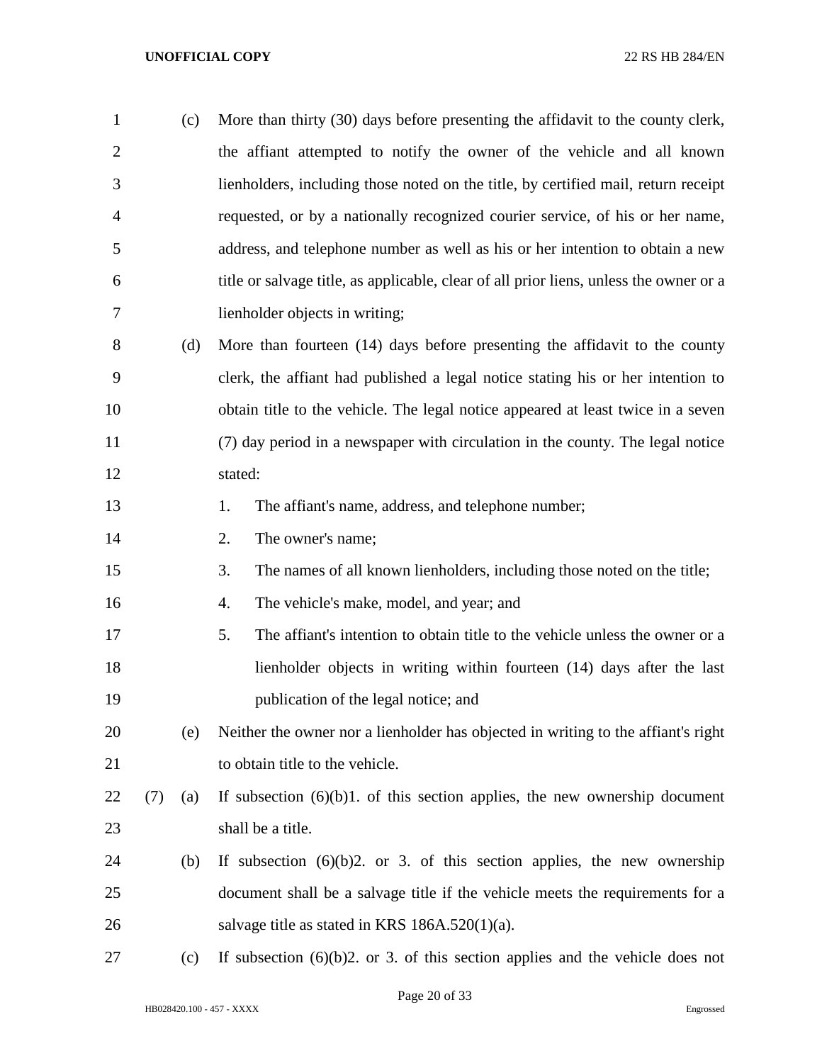(c) More than thirty (30) days before presenting the affidavit to the county clerk, the affiant attempted to notify the owner of the vehicle and all known lienholders, including those noted on the title, by certified mail, return receipt requested, or by a nationally recognized courier service, of his or her name, address, and telephone number as well as his or her intention to obtain a new title or salvage title, as applicable, clear of all prior liens, unless the owner or a lienholder objects in writing;

(d) More than fourteen (14) days before presenting the affidavit to the county clerk, the affiant had published a legal notice stating his or her intention to obtain title to the vehicle. The legal notice appeared at least twice in a seven (7) day period in a newspaper with circulation in the county. The legal notice stated:

1. The affiant's name, address, and telephone number;
2. The owner's name;
3. The names of all known lienholders, including those noted on the title;
4. The vehicle's make, model, and year; and
5. The affiant's intention to obtain title to the vehicle unless the owner or a lienholder objects in writing within fourteen (14) days after the last publication of the legal notice; and

(e) Neither the owner nor a lienholder has objected in writing to the affiant's right to obtain title to the vehicle.

(7) (a) If subsection (6)(b)1. of this section applies, the new ownership document shall be a title.

(b) If subsection (6)(b)2. or 3. of this section applies, the new ownership document shall be a salvage title if the vehicle meets the requirements for a salvage title as stated in KRS 186A.520(1)(a).

(c) If subsection (6)(b)2. or 3. of this section applies and the vehicle does not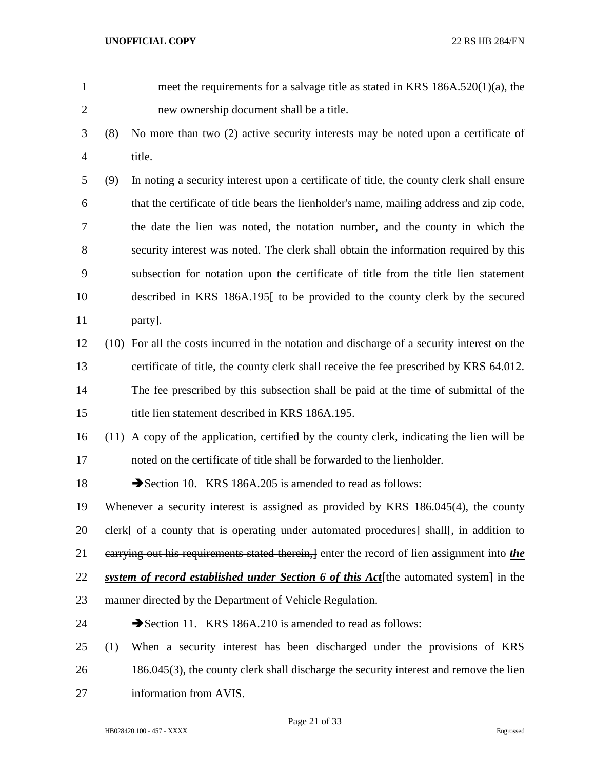meet the requirements for a salvage title as stated in KRS 186A.520(1)(a), the new ownership document shall be a title.

(8) No more than two (2) active security interests may be noted upon a certificate of title.

(9) In noting a security interest upon a certificate of title, the county clerk shall ensure that the certificate of title bears the lienholder's name, mailing address and zip code, the date the lien was noted, the notation number, and the county in which the security interest was noted. The clerk shall obtain the information required by this subsection for notation upon the certificate of title from the title lien statement described in KRS 186A.195~~[ to be provided to the county clerk by the secured party]~~.

(10) For all the costs incurred in the notation and discharge of a security interest on the certificate of title, the county clerk shall receive the fee prescribed by KRS 64.012. The fee prescribed by this subsection shall be paid at the time of submittal of the title lien statement described in KRS 186A.195.

(11) A copy of the application, certified by the county clerk, indicating the lien will be noted on the certificate of title shall be forwarded to the lienholder.

➔Section 10. KRS 186A.205 is amended to read as follows:

Whenever a security interest is assigned as provided by KRS 186.045(4), the county clerk~~[ of a county that is operating under automated procedures]~~ shall~~[, in addition to carrying out his requirements stated therein,]~~ enter the record of lien assignment into ***the system of record established under Section 6 of this Act***~~[the automated system]~~ in the manner directed by the Department of Vehicle Regulation.

➔Section 11. KRS 186A.210 is amended to read as follows:

(1) When a security interest has been discharged under the provisions of KRS 186.045(3), the county clerk shall discharge the security interest and remove the lien information from AVIS.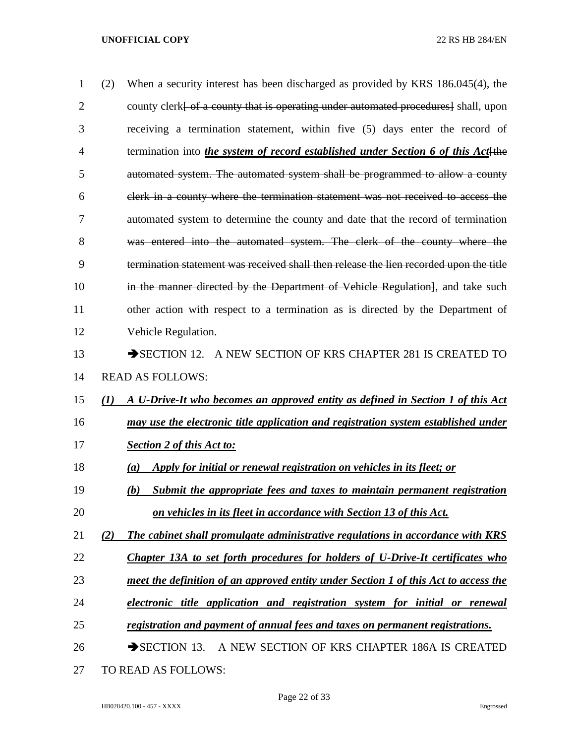(2) When a security interest has been discharged as provided by KRS 186.045(4), the county clerk[ of a county that is operating under automated procedures] shall, upon receiving a termination statement, within five (5) days enter the record of termination into ***the system of record established under Section 6 of this Act***[the automated system. The automated system shall be programmed to allow a county clerk in a county where the termination statement was not received to access the automated system to determine the county and date that the record of termination was entered into the automated system. The clerk of the county where the termination statement was received shall then release the lien recorded upon the title in the manner directed by the Department of Vehicle Regulation], and take such other action with respect to a termination as is directed by the Department of Vehicle Regulation.

➔SECTION 12. A NEW SECTION OF KRS CHAPTER 281 IS CREATED TO READ AS FOLLOWS:

***(1) A U-Drive-It who becomes an approved entity as defined in Section 1 of this Act may use the electronic title application and registration system established under Section 2 of this Act to:***

***(a) Apply for initial or renewal registration on vehicles in its fleet; or***

***(b) Submit the appropriate fees and taxes to maintain permanent registration on vehicles in its fleet in accordance with Section 13 of this Act.***

***(2) The cabinet shall promulgate administrative regulations in accordance with KRS Chapter 13A to set forth procedures for holders of U-Drive-It certificates who meet the definition of an approved entity under Section 1 of this Act to access the electronic title application and registration system for initial or renewal registration and payment of annual fees and taxes on permanent registrations.***

➔SECTION 13. A NEW SECTION OF KRS CHAPTER 186A IS CREATED TO READ AS FOLLOWS: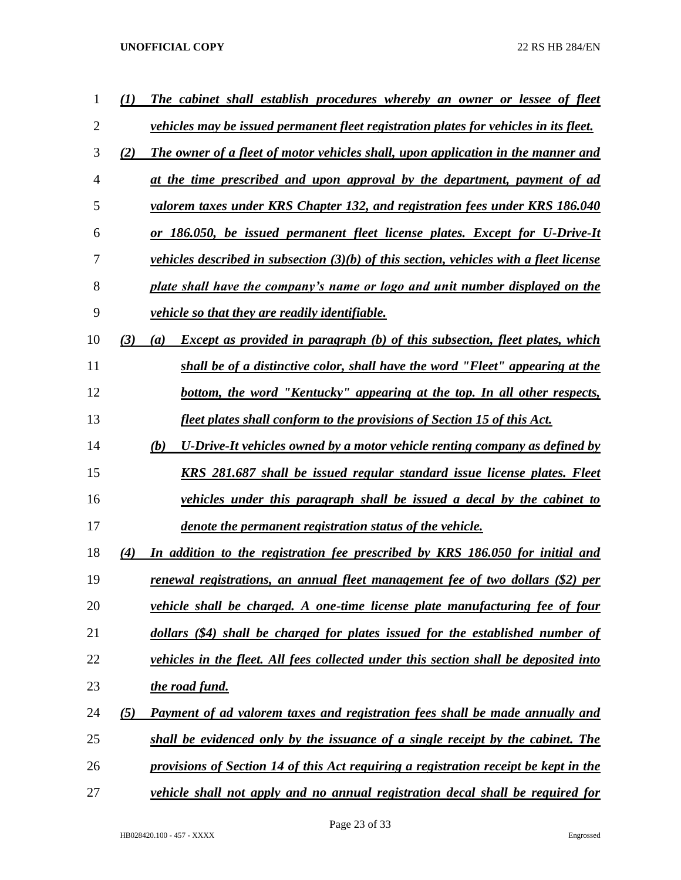*(1) The cabinet shall establish procedures whereby an owner or lessee of fleet vehicles may be issued permanent fleet registration plates for vehicles in its fleet.*

*(2) The owner of a fleet of motor vehicles shall, upon application in the manner and at the time prescribed and upon approval by the department, payment of ad valorem taxes under KRS Chapter 132, and registration fees under KRS 186.040 or 186.050, be issued permanent fleet license plates. Except for U-Drive-It vehicles described in subsection (3)(b) of this section, vehicles with a fleet license plate shall have the company's name or logo and unit number displayed on the vehicle so that they are readily identifiable.*

*(3) (a) Except as provided in paragraph (b) of this subsection, fleet plates, which shall be of a distinctive color, shall have the word "Fleet" appearing at the bottom, the word "Kentucky" appearing at the top. In all other respects, fleet plates shall conform to the provisions of Section 15 of this Act.*

*(b) U-Drive-It vehicles owned by a motor vehicle renting company as defined by KRS 281.687 shall be issued regular standard issue license plates. Fleet vehicles under this paragraph shall be issued a decal by the cabinet to denote the permanent registration status of the vehicle.*

*(4) In addition to the registration fee prescribed by KRS 186.050 for initial and renewal registrations, an annual fleet management fee of two dollars ($2) per vehicle shall be charged. A one-time license plate manufacturing fee of four dollars ($4) shall be charged for plates issued for the established number of vehicles in the fleet. All fees collected under this section shall be deposited into the road fund.*

*(5) Payment of ad valorem taxes and registration fees shall be made annually and shall be evidenced only by the issuance of a single receipt by the cabinet. The provisions of Section 14 of this Act requiring a registration receipt be kept in the vehicle shall not apply and no annual registration decal shall be required for*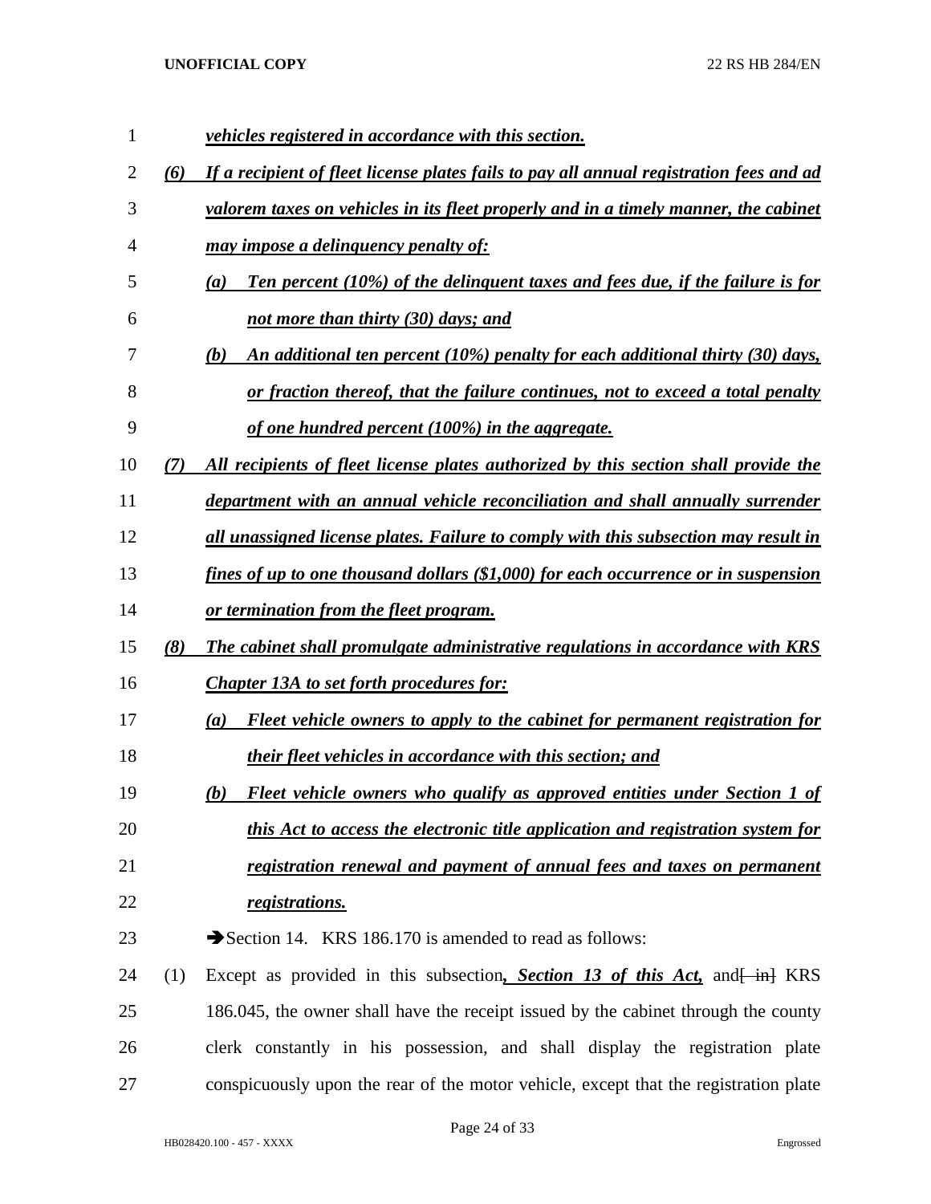*vehicles registered in accordance with this section.*

*(6) If a recipient of fleet license plates fails to pay all annual registration fees and ad valorem taxes on vehicles in its fleet properly and in a timely manner, the cabinet may impose a delinquency penalty of:*

*(a) Ten percent (10%) of the delinquent taxes and fees due, if the failure is for not more than thirty (30) days; and*

*(b) An additional ten percent (10%) penalty for each additional thirty (30) days, or fraction thereof, that the failure continues, not to exceed a total penalty of one hundred percent (100%) in the aggregate.*

*(7) All recipients of fleet license plates authorized by this section shall provide the department with an annual vehicle reconciliation and shall annually surrender all unassigned license plates. Failure to comply with this subsection may result in fines of up to one thousand dollars ($1,000) for each occurrence or in suspension or termination from the fleet program.*

*(8) The cabinet shall promulgate administrative regulations in accordance with KRS Chapter 13A to set forth procedures for:*

*(a) Fleet vehicle owners to apply to the cabinet for permanent registration for their fleet vehicles in accordance with this section; and*

*(b) Fleet vehicle owners who qualify as approved entities under Section 1 of this Act to access the electronic title application and registration system for registration renewal and payment of annual fees and taxes on permanent registrations.*

➔Section 14. KRS 186.170 is amended to read as follows:

(1) Except as provided in this subsection***, Section 13 of this Act,*** and[ in] KRS 186.045, the owner shall have the receipt issued by the cabinet through the county clerk constantly in his possession, and shall display the registration plate conspicuously upon the rear of the motor vehicle, except that the registration plate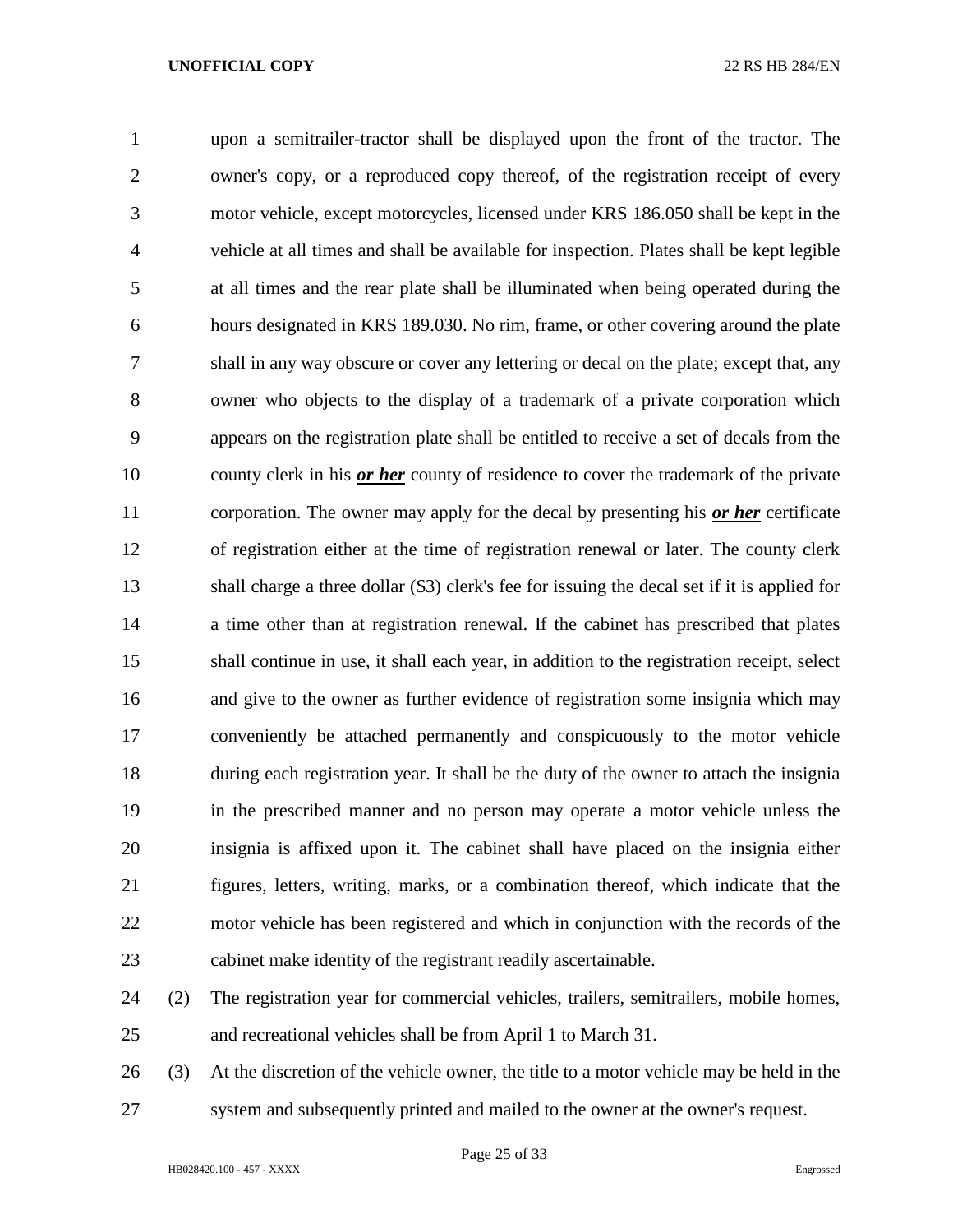upon a semitrailer-tractor shall be displayed upon the front of the tractor. The owner's copy, or a reproduced copy thereof, of the registration receipt of every motor vehicle, except motorcycles, licensed under KRS 186.050 shall be kept in the vehicle at all times and shall be available for inspection. Plates shall be kept legible at all times and the rear plate shall be illuminated when being operated during the hours designated in KRS 189.030. No rim, frame, or other covering around the plate shall in any way obscure or cover any lettering or decal on the plate; except that, any owner who objects to the display of a trademark of a private corporation which appears on the registration plate shall be entitled to receive a set of decals from the county clerk in his ***or her*** county of residence to cover the trademark of the private corporation. The owner may apply for the decal by presenting his ***or her*** certificate of registration either at the time of registration renewal or later. The county clerk shall charge a three dollar ($3) clerk's fee for issuing the decal set if it is applied for a time other than at registration renewal. If the cabinet has prescribed that plates shall continue in use, it shall each year, in addition to the registration receipt, select and give to the owner as further evidence of registration some insignia which may conveniently be attached permanently and conspicuously to the motor vehicle during each registration year. It shall be the duty of the owner to attach the insignia in the prescribed manner and no person may operate a motor vehicle unless the insignia is affixed upon it. The cabinet shall have placed on the insignia either figures, letters, writing, marks, or a combination thereof, which indicate that the motor vehicle has been registered and which in conjunction with the records of the cabinet make identity of the registrant readily ascertainable.

(2) The registration year for commercial vehicles, trailers, semitrailers, mobile homes, and recreational vehicles shall be from April 1 to March 31.

(3) At the discretion of the vehicle owner, the title to a motor vehicle may be held in the system and subsequently printed and mailed to the owner at the owner's request.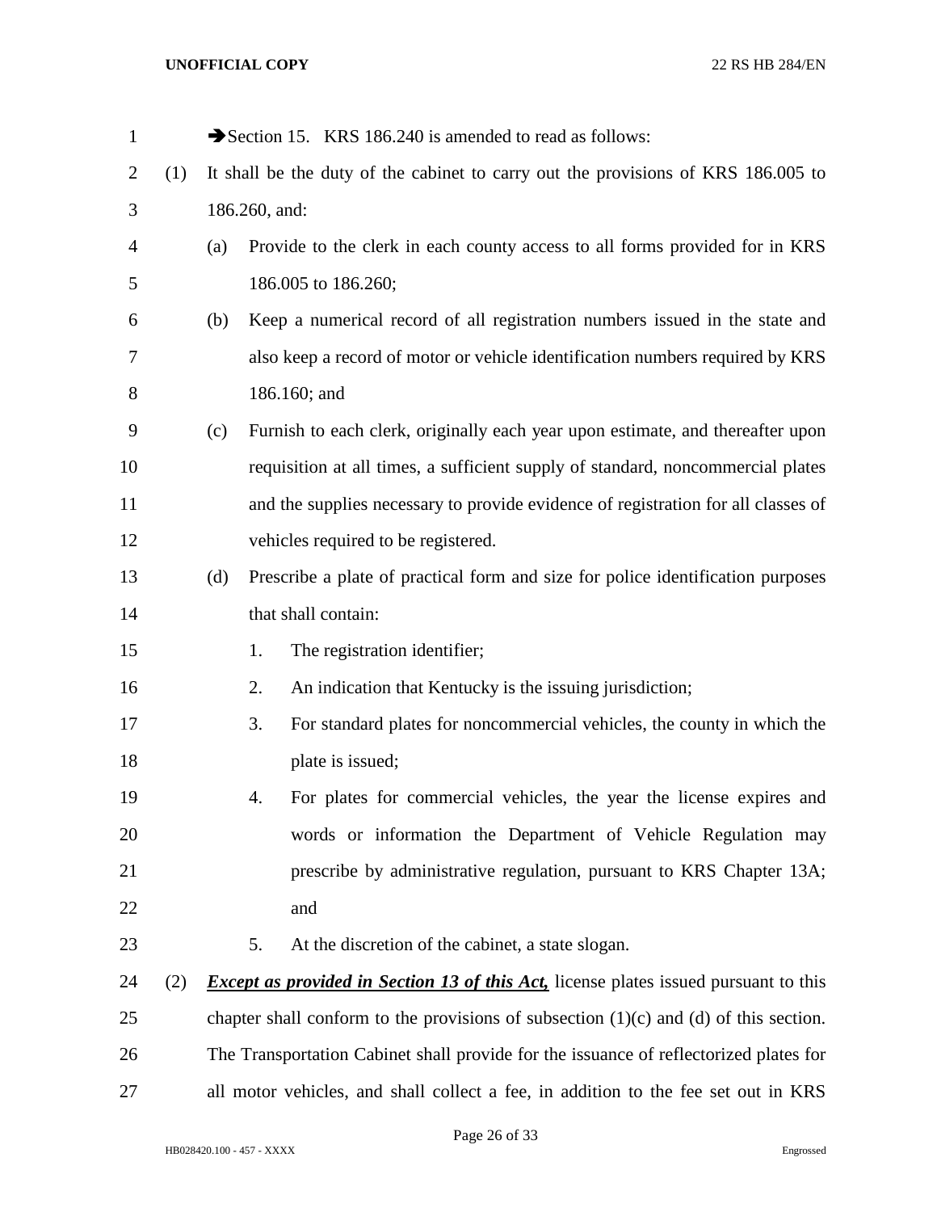➔Section 15. KRS 186.240 is amended to read as follows:

(1) It shall be the duty of the cabinet to carry out the provisions of KRS 186.005 to 186.260, and:

(a) Provide to the clerk in each county access to all forms provided for in KRS 186.005 to 186.260;

(b) Keep a numerical record of all registration numbers issued in the state and also keep a record of motor or vehicle identification numbers required by KRS 186.160; and

(c) Furnish to each clerk, originally each year upon estimate, and thereafter upon requisition at all times, a sufficient supply of standard, noncommercial plates and the supplies necessary to provide evidence of registration for all classes of vehicles required to be registered.

(d) Prescribe a plate of practical form and size for police identification purposes that shall contain:

1. The registration identifier;
2. An indication that Kentucky is the issuing jurisdiction;
3. For standard plates for noncommercial vehicles, the county in which the plate is issued;
4. For plates for commercial vehicles, the year the license expires and words or information the Department of Vehicle Regulation may prescribe by administrative regulation, pursuant to KRS Chapter 13A; and
5. At the discretion of the cabinet, a state slogan.

(2) ***Except as provided in Section 13 of this Act,*** license plates issued pursuant to this chapter shall conform to the provisions of subsection (1)(c) and (d) of this section. The Transportation Cabinet shall provide for the issuance of reflectorized plates for all motor vehicles, and shall collect a fee, in addition to the fee set out in KRS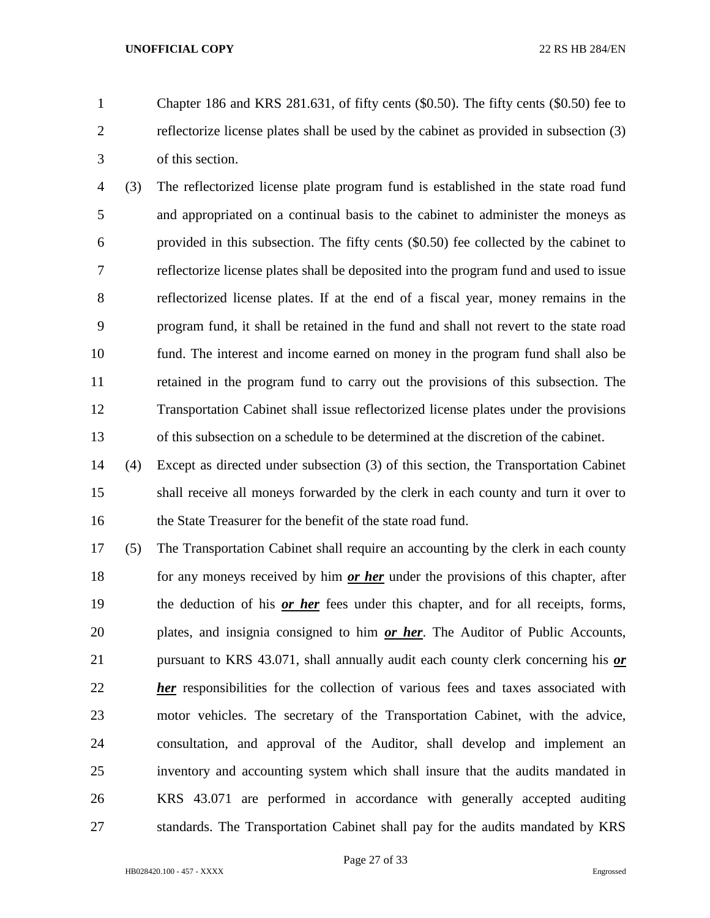Chapter 186 and KRS 281.631, of fifty cents ($0.50). The fifty cents ($0.50) fee to reflectorize license plates shall be used by the cabinet as provided in subsection (3) of this section.

(3) The reflectorized license plate program fund is established in the state road fund and appropriated on a continual basis to the cabinet to administer the moneys as provided in this subsection. The fifty cents ($0.50) fee collected by the cabinet to reflectorize license plates shall be deposited into the program fund and used to issue reflectorized license plates. If at the end of a fiscal year, money remains in the program fund, it shall be retained in the fund and shall not revert to the state road fund. The interest and income earned on money in the program fund shall also be retained in the program fund to carry out the provisions of this subsection. The Transportation Cabinet shall issue reflectorized license plates under the provisions of this subsection on a schedule to be determined at the discretion of the cabinet.

(4) Except as directed under subsection (3) of this section, the Transportation Cabinet shall receive all moneys forwarded by the clerk in each county and turn it over to the State Treasurer for the benefit of the state road fund.

(5) The Transportation Cabinet shall require an accounting by the clerk in each county for any moneys received by him ***or her*** under the provisions of this chapter, after the deduction of his ***or her*** fees under this chapter, and for all receipts, forms, plates, and insignia consigned to him ***or her***. The Auditor of Public Accounts, pursuant to KRS 43.071, shall annually audit each county clerk concerning his ***or her*** responsibilities for the collection of various fees and taxes associated with motor vehicles. The secretary of the Transportation Cabinet, with the advice, consultation, and approval of the Auditor, shall develop and implement an inventory and accounting system which shall insure that the audits mandated in KRS 43.071 are performed in accordance with generally accepted auditing standards. The Transportation Cabinet shall pay for the audits mandated by KRS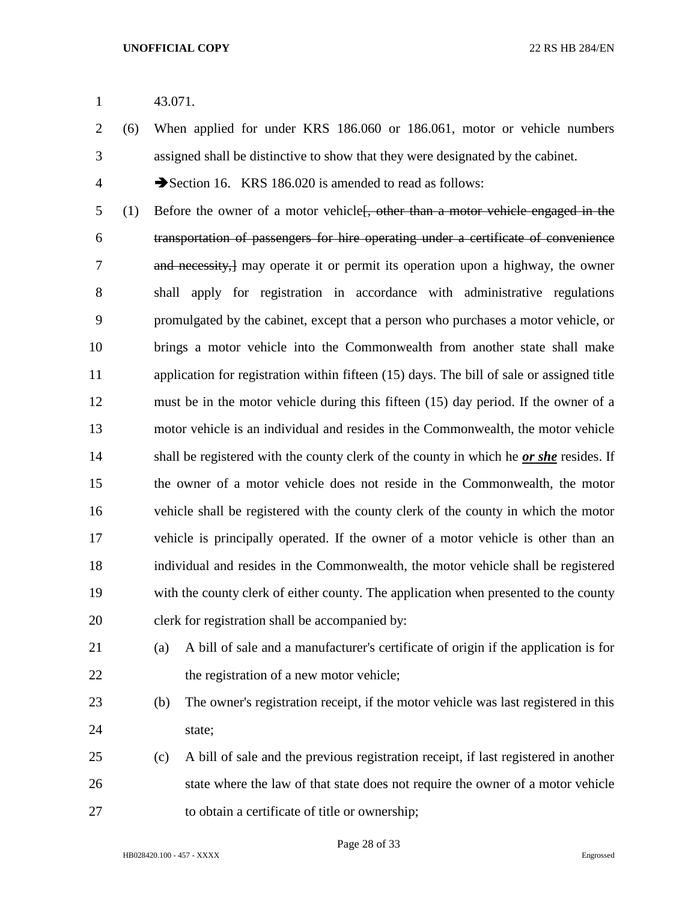43.071.

(6) When applied for under KRS 186.060 or 186.061, motor or vehicle numbers assigned shall be distinctive to show that they were designated by the cabinet.

➔Section 16. KRS 186.020 is amended to read as follows:

(1) Before the owner of a motor vehicle[, other than a motor vehicle engaged in the transportation of passengers for hire operating under a certificate of convenience and necessity,] may operate it or permit its operation upon a highway, the owner shall apply for registration in accordance with administrative regulations promulgated by the cabinet, except that a person who purchases a motor vehicle, or brings a motor vehicle into the Commonwealth from another state shall make application for registration within fifteen (15) days. The bill of sale or assigned title must be in the motor vehicle during this fifteen (15) day period. If the owner of a motor vehicle is an individual and resides in the Commonwealth, the motor vehicle shall be registered with the county clerk of the county in which he ***or she*** resides. If the owner of a motor vehicle does not reside in the Commonwealth, the motor vehicle shall be registered with the county clerk of the county in which the motor vehicle is principally operated. If the owner of a motor vehicle is other than an individual and resides in the Commonwealth, the motor vehicle shall be registered with the county clerk of either county. The application when presented to the county clerk for registration shall be accompanied by:

(a) A bill of sale and a manufacturer's certificate of origin if the application is for the registration of a new motor vehicle;

(b) The owner's registration receipt, if the motor vehicle was last registered in this state;

(c) A bill of sale and the previous registration receipt, if last registered in another state where the law of that state does not require the owner of a motor vehicle to obtain a certificate of title or ownership;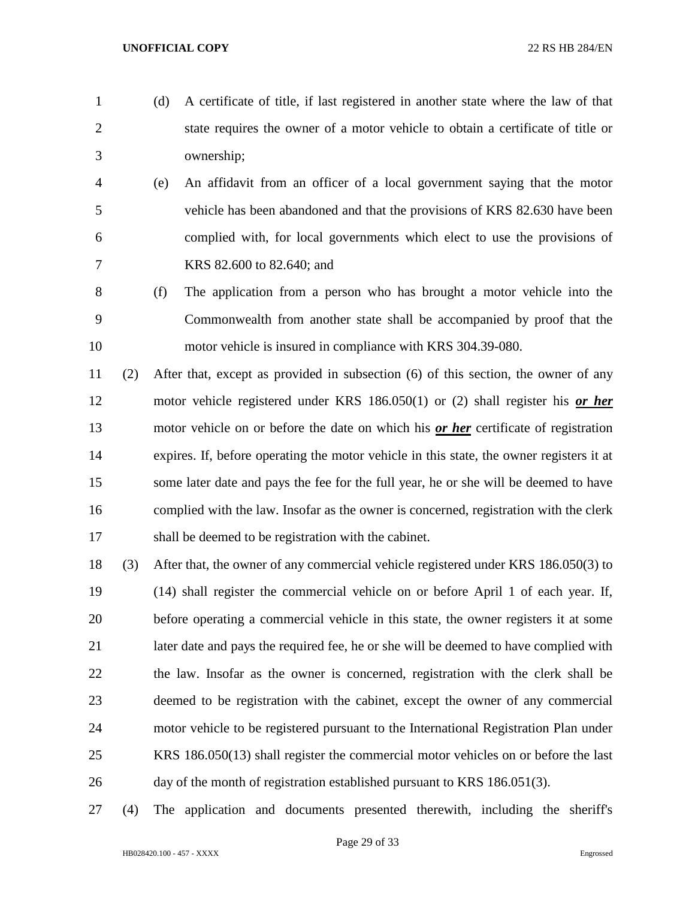(d) A certificate of title, if last registered in another state where the law of that state requires the owner of a motor vehicle to obtain a certificate of title or ownership;

(e) An affidavit from an officer of a local government saying that the motor vehicle has been abandoned and that the provisions of KRS 82.630 have been complied with, for local governments which elect to use the provisions of KRS 82.600 to 82.640; and

(f) The application from a person who has brought a motor vehicle into the Commonwealth from another state shall be accompanied by proof that the motor vehicle is insured in compliance with KRS 304.39-080.

(2) After that, except as provided in subsection (6) of this section, the owner of any motor vehicle registered under KRS 186.050(1) or (2) shall register his ***or her*** motor vehicle on or before the date on which his ***or her*** certificate of registration expires. If, before operating the motor vehicle in this state, the owner registers it at some later date and pays the fee for the full year, he or she will be deemed to have complied with the law. Insofar as the owner is concerned, registration with the clerk shall be deemed to be registration with the cabinet.

(3) After that, the owner of any commercial vehicle registered under KRS 186.050(3) to (14) shall register the commercial vehicle on or before April 1 of each year. If, before operating a commercial vehicle in this state, the owner registers it at some later date and pays the required fee, he or she will be deemed to have complied with the law. Insofar as the owner is concerned, registration with the clerk shall be deemed to be registration with the cabinet, except the owner of any commercial motor vehicle to be registered pursuant to the International Registration Plan under KRS 186.050(13) shall register the commercial motor vehicles on or before the last day of the month of registration established pursuant to KRS 186.051(3).

(4) The application and documents presented therewith, including the sheriff's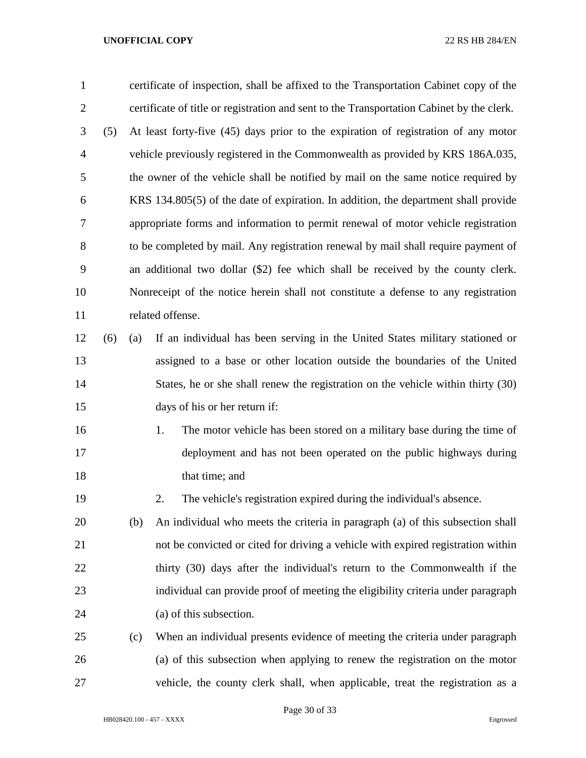certificate of inspection, shall be affixed to the Transportation Cabinet copy of the certificate of title or registration and sent to the Transportation Cabinet by the clerk.

(5) At least forty-five (45) days prior to the expiration of registration of any motor vehicle previously registered in the Commonwealth as provided by KRS 186A.035, the owner of the vehicle shall be notified by mail on the same notice required by KRS 134.805(5) of the date of expiration. In addition, the department shall provide appropriate forms and information to permit renewal of motor vehicle registration to be completed by mail. Any registration renewal by mail shall require payment of an additional two dollar ($2) fee which shall be received by the county clerk. Nonreceipt of the notice herein shall not constitute a defense to any registration related offense.

(6) (a) If an individual has been serving in the United States military stationed or assigned to a base or other location outside the boundaries of the United States, he or she shall renew the registration on the vehicle within thirty (30) days of his or her return if:

1. The motor vehicle has been stored on a military base during the time of deployment and has not been operated on the public highways during that time; and

2. The vehicle's registration expired during the individual's absence.

(b) An individual who meets the criteria in paragraph (a) of this subsection shall not be convicted or cited for driving a vehicle with expired registration within thirty (30) days after the individual's return to the Commonwealth if the individual can provide proof of meeting the eligibility criteria under paragraph (a) of this subsection.

(c) When an individual presents evidence of meeting the criteria under paragraph (a) of this subsection when applying to renew the registration on the motor vehicle, the county clerk shall, when applicable, treat the registration as a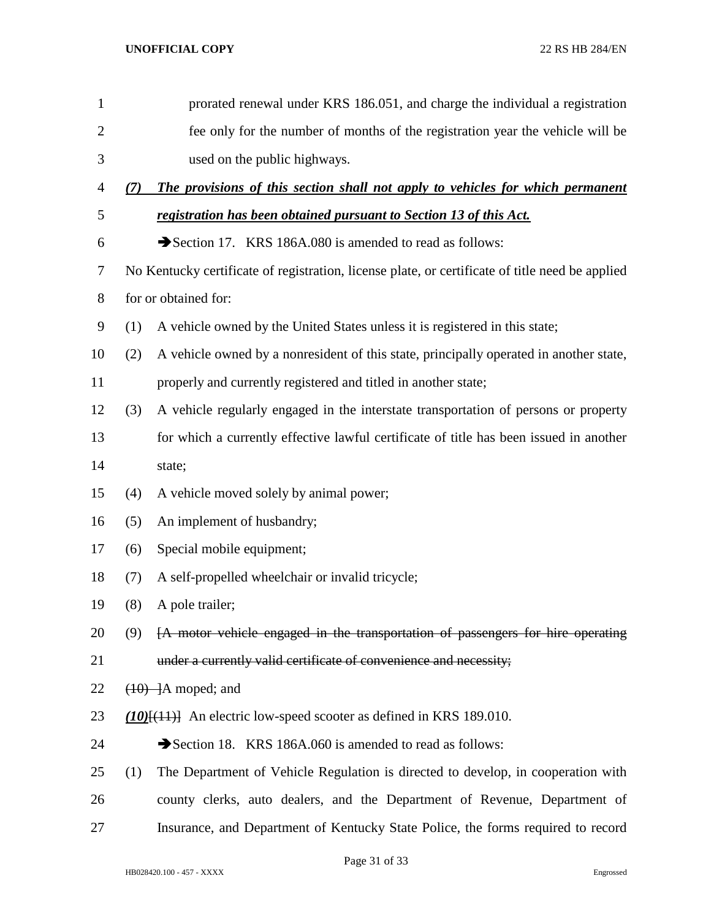prorated renewal under KRS 186.051, and charge the individual a registration fee only for the number of months of the registration year the vehicle will be used on the public highways.

***(7) The provisions of this section shall not apply to vehicles for which permanent registration has been obtained pursuant to Section 13 of this Act.***

➔Section 17. KRS 186A.080 is amended to read as follows:

No Kentucky certificate of registration, license plate, or certificate of title need be applied for or obtained for:

(1) A vehicle owned by the United States unless it is registered in this state;

(2) A vehicle owned by a nonresident of this state, principally operated in another state, properly and currently registered and titled in another state;

(3) A vehicle regularly engaged in the interstate transportation of persons or property for which a currently effective lawful certificate of title has been issued in another state;

(4) A vehicle moved solely by animal power;

(5) An implement of husbandry;

(6) Special mobile equipment;

(7) A self-propelled wheelchair or invalid tricycle;

(8) A pole trailer;

(9) [~~A motor vehicle engaged in the transportation of passengers for hire operating under a currently valid certificate of convenience and necessity;~~

~~(10)~~ ]A moped; and

***(10)***[~~(11)~~] An electric low-speed scooter as defined in KRS 189.010.

➔Section 18. KRS 186A.060 is amended to read as follows:

(1) The Department of Vehicle Regulation is directed to develop, in cooperation with county clerks, auto dealers, and the Department of Revenue, Department of Insurance, and Department of Kentucky State Police, the forms required to record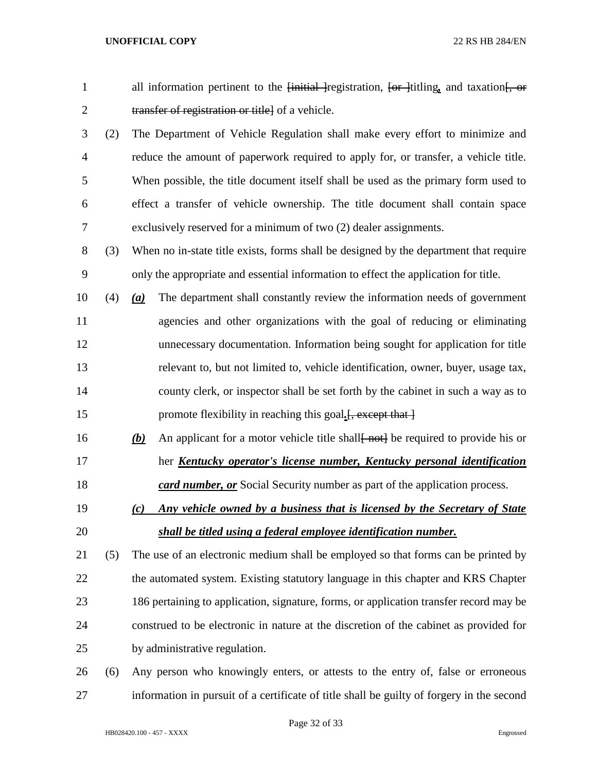all information pertinent to the ~~[initial ]~~registration, ~~[or ]~~titling**,** and taxation~~[, or transfer of registration or title]~~ of a vehicle.

(2) The Department of Vehicle Regulation shall make every effort to minimize and reduce the amount of paperwork required to apply for, or transfer, a vehicle title. When possible, the title document itself shall be used as the primary form used to effect a transfer of vehicle ownership. The title document shall contain space exclusively reserved for a minimum of two (2) dealer assignments.

(3) When no in-state title exists, forms shall be designed by the department that require only the appropriate and essential information to effect the application for title.

(4) ***(a)*** The department shall constantly review the information needs of government agencies and other organizations with the goal of reducing or eliminating unnecessary documentation. Information being sought for application for title relevant to, but not limited to, vehicle identification, owner, buyer, usage tax, county clerk, or inspector shall be set forth by the cabinet in such a way as to promote flexibility in reaching this goal**.**~~[, except that ]~~

***(b)*** An applicant for a motor vehicle title shall~~[ not]~~ be required to provide his or her ***Kentucky operator's license number, Kentucky personal identification card number, or*** Social Security number as part of the application process.

***(c) Any vehicle owned by a business that is licensed by the Secretary of State shall be titled using a federal employee identification number.***

(5) The use of an electronic medium shall be employed so that forms can be printed by the automated system. Existing statutory language in this chapter and KRS Chapter 186 pertaining to application, signature, forms, or application transfer record may be construed to be electronic in nature at the discretion of the cabinet as provided for by administrative regulation.

(6) Any person who knowingly enters, or attests to the entry of, false or erroneous information in pursuit of a certificate of title shall be guilty of forgery in the second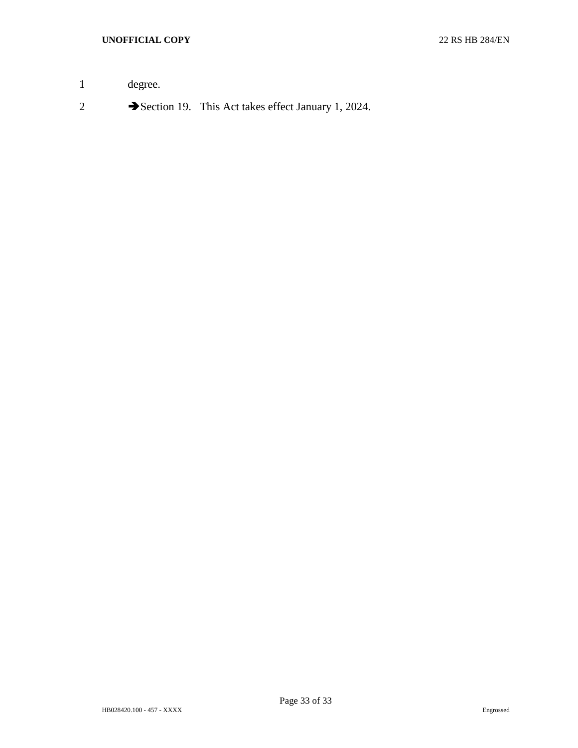degree.

➔Section 19. This Act takes effect January 1, 2024.